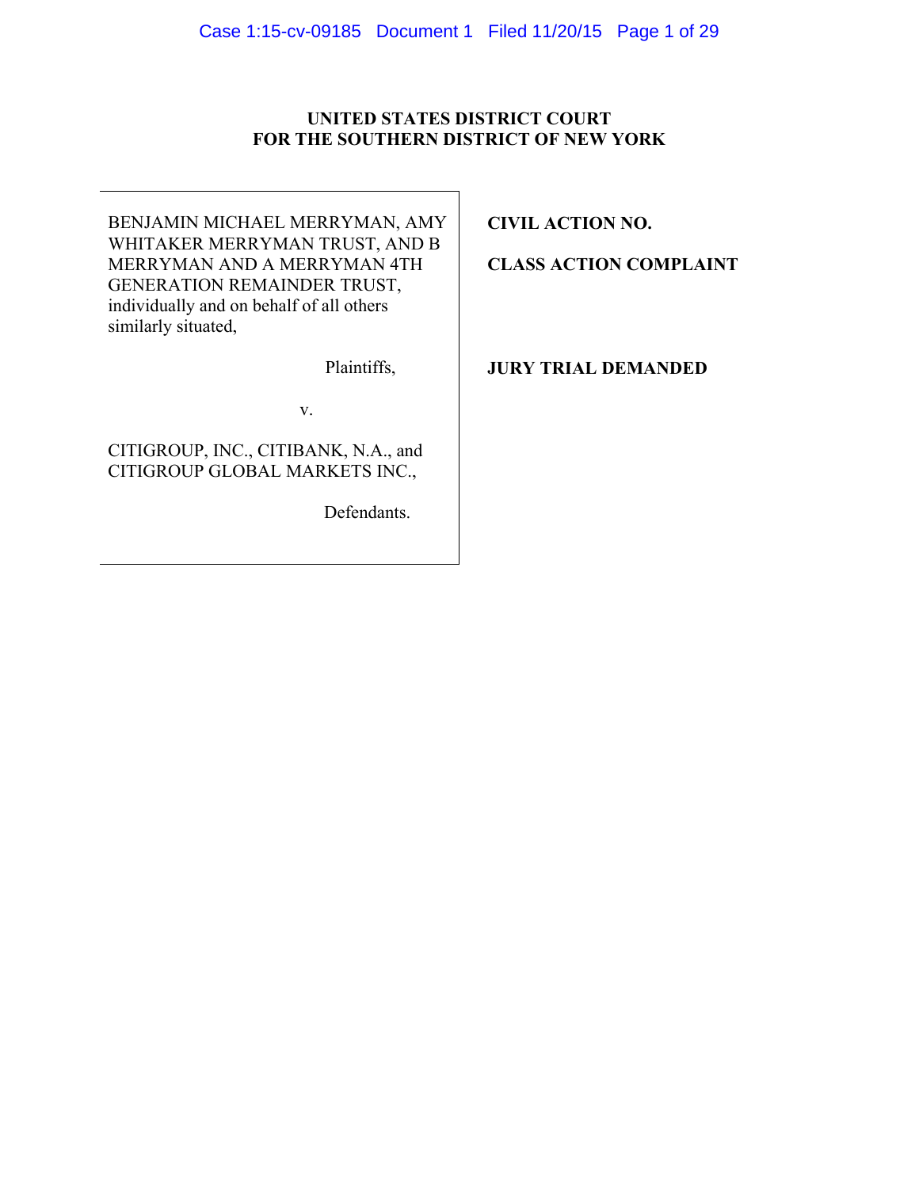**UNITED STATES DISTRICT COURT**
**FOR THE SOUTHERN DISTRICT OF NEW YORK**

| | |
|---|---|
| BENJAMIN MICHAEL MERRYMAN, AMY WHITAKER MERRYMAN TRUST, AND B MERRYMAN AND A MERRYMAN 4TH GENERATION REMAINDER TRUST, individually and on behalf of all others similarly situated,<br><br>Plaintiffs,<br><br>v.<br><br>CITIGROUP, INC., CITIBANK, N.A., and CITIGROUP GLOBAL MARKETS INC.,<br><br>Defendants. | **CIVIL ACTION NO.**<br><br>**CLASS ACTION COMPLAINT**<br><br>**JURY TRIAL DEMANDED** |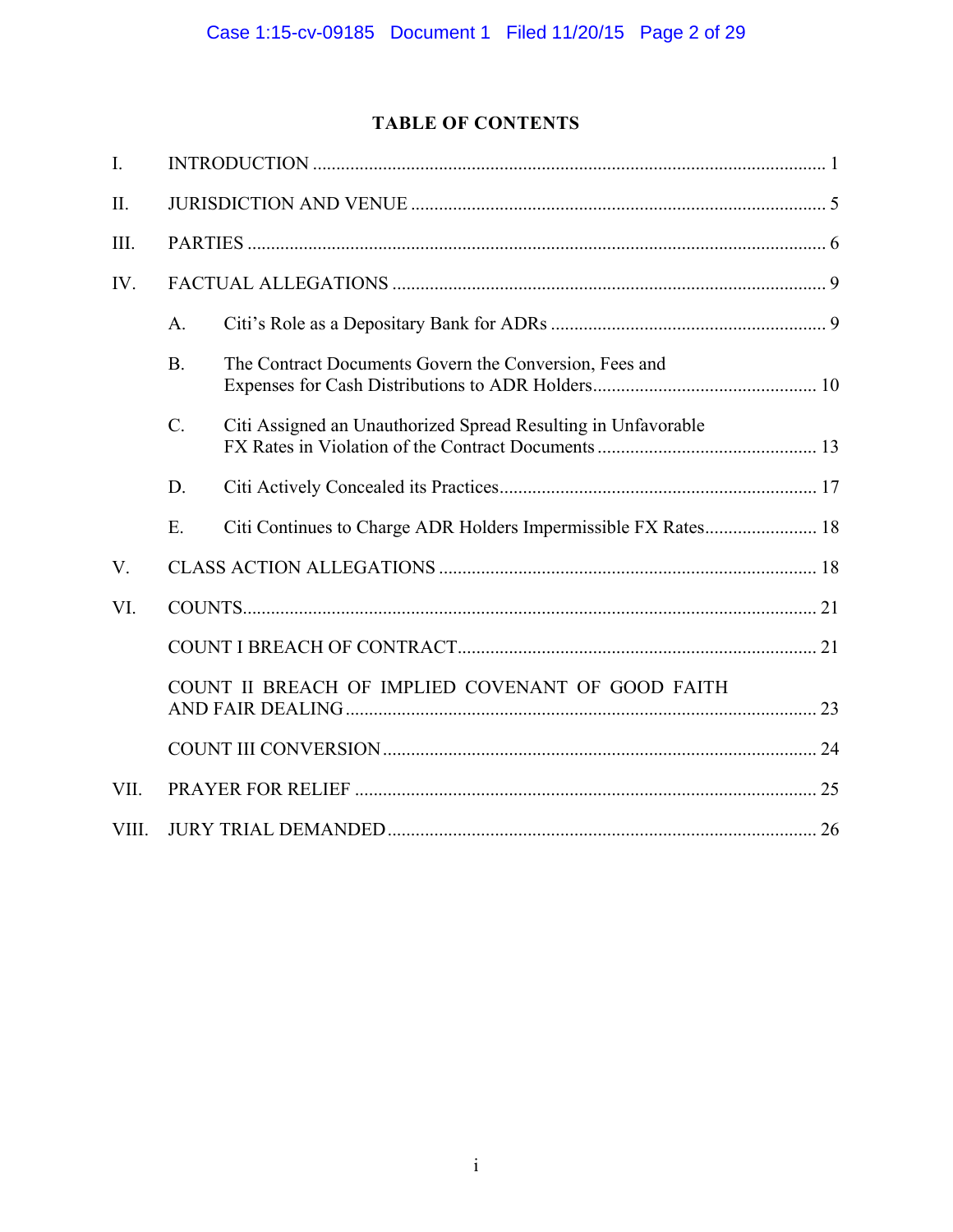# TABLE OF CONTENTS

I. INTRODUCTION ........ 1

II. JURISDICTION AND VENUE ........ 5

III. PARTIES ........ 6

IV. FACTUAL ALLEGATIONS ........ 9

- A. Citi's Role as a Depositary Bank for ADRs ........ 9
- B. The Contract Documents Govern the Conversion, Fees and Expenses for Cash Distributions to ADR Holders ........ 10
- C. Citi Assigned an Unauthorized Spread Resulting in Unfavorable FX Rates in Violation of the Contract Documents ........ 13
- D. Citi Actively Concealed its Practices ........ 17
- E. Citi Continues to Charge ADR Holders Impermissible FX Rates ........ 18

V. CLASS ACTION ALLEGATIONS ........ 18

VI. COUNTS ........ 21

- COUNT I BREACH OF CONTRACT ........ 21
- COUNT II BREACH OF IMPLIED COVENANT OF GOOD FAITH AND FAIR DEALING ........ 23
- COUNT III CONVERSION ........ 24

VII. PRAYER FOR RELIEF ........ 25

VIII. JURY TRIAL DEMANDED ........ 26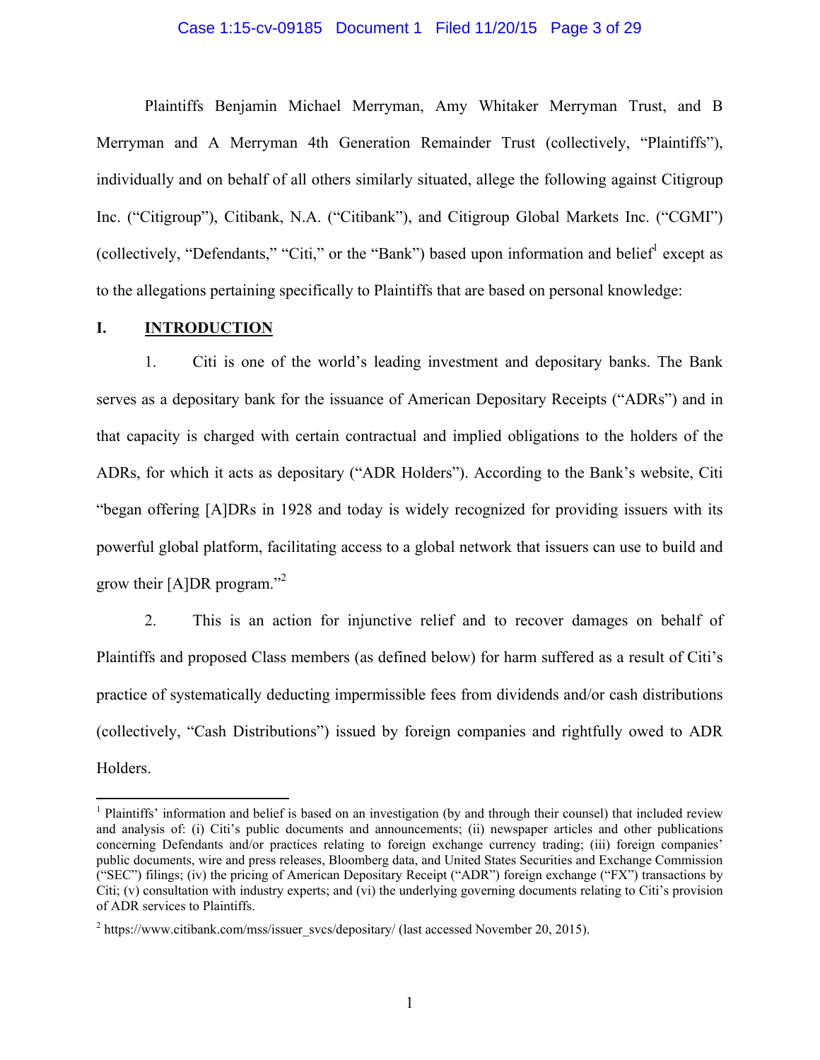Plaintiffs Benjamin Michael Merryman, Amy Whitaker Merryman Trust, and B Merryman and A Merryman 4th Generation Remainder Trust (collectively, "Plaintiffs"), individually and on behalf of all others similarly situated, allege the following against Citigroup Inc. ("Citigroup"), Citibank, N.A. ("Citibank"), and Citigroup Global Markets Inc. ("CGMI") (collectively, "Defendants," "Citi," or the "Bank") based upon information and belief[1] except as to the allegations pertaining specifically to Plaintiffs that are based on personal knowledge:

## I. INTRODUCTION

1. Citi is one of the world's leading investment and depositary banks. The Bank serves as a depositary bank for the issuance of American Depositary Receipts ("ADRs") and in that capacity is charged with certain contractual and implied obligations to the holders of the ADRs, for which it acts as depositary ("ADR Holders"). According to the Bank's website, Citi "began offering [A]DRs in 1928 and today is widely recognized for providing issuers with its powerful global platform, facilitating access to a global network that issuers can use to build and grow their [A]DR program."[2]

2. This is an action for injunctive relief and to recover damages on behalf of Plaintiffs and proposed Class members (as defined below) for harm suffered as a result of Citi's practice of systematically deducting impermissible fees from dividends and/or cash distributions (collectively, "Cash Distributions") issued by foreign companies and rightfully owed to ADR Holders.

---

[1] Plaintiffs' information and belief is based on an investigation (by and through their counsel) that included review and analysis of: (i) Citi's public documents and announcements; (ii) newspaper articles and other publications concerning Defendants and/or practices relating to foreign exchange currency trading; (iii) foreign companies' public documents, wire and press releases, Bloomberg data, and United States Securities and Exchange Commission ("SEC") filings; (iv) the pricing of American Depositary Receipt ("ADR") foreign exchange ("FX") transactions by Citi; (v) consultation with industry experts; and (vi) the underlying governing documents relating to Citi's provision of ADR services to Plaintiffs.

[2] https://www.citibank.com/mss/issuer_svcs/depositary/ (last accessed November 20, 2015).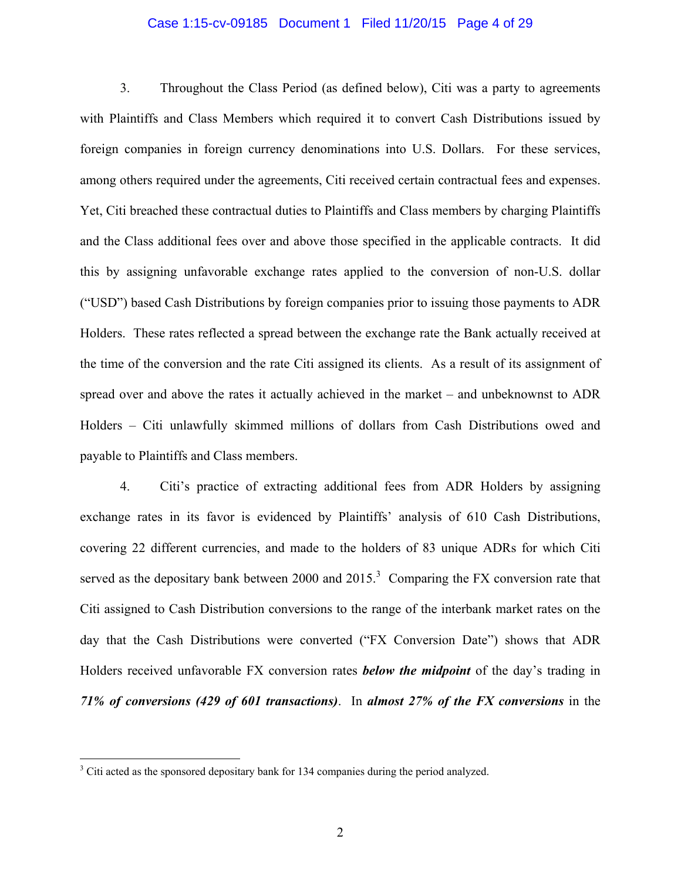3. Throughout the Class Period (as defined below), Citi was a party to agreements with Plaintiffs and Class Members which required it to convert Cash Distributions issued by foreign companies in foreign currency denominations into U.S. Dollars. For these services, among others required under the agreements, Citi received certain contractual fees and expenses. Yet, Citi breached these contractual duties to Plaintiffs and Class members by charging Plaintiffs and the Class additional fees over and above those specified in the applicable contracts. It did this by assigning unfavorable exchange rates applied to the conversion of non-U.S. dollar ("USD") based Cash Distributions by foreign companies prior to issuing those payments to ADR Holders. These rates reflected a spread between the exchange rate the Bank actually received at the time of the conversion and the rate Citi assigned its clients. As a result of its assignment of spread over and above the rates it actually achieved in the market – and unbeknownst to ADR Holders – Citi unlawfully skimmed millions of dollars from Cash Distributions owed and payable to Plaintiffs and Class members.

4. Citi's practice of extracting additional fees from ADR Holders by assigning exchange rates in its favor is evidenced by Plaintiffs' analysis of 610 Cash Distributions, covering 22 different currencies, and made to the holders of 83 unique ADRs for which Citi served as the depositary bank between 2000 and 2015.[3] Comparing the FX conversion rate that Citi assigned to Cash Distribution conversions to the range of the interbank market rates on the day that the Cash Distributions were converted ("FX Conversion Date") shows that ADR Holders received unfavorable FX conversion rates ***below the midpoint*** of the day's trading in ***71% of conversions (429 of 601 transactions)***. In ***almost 27% of the FX conversions*** in the

[3] Citi acted as the sponsored depositary bank for 134 companies during the period analyzed.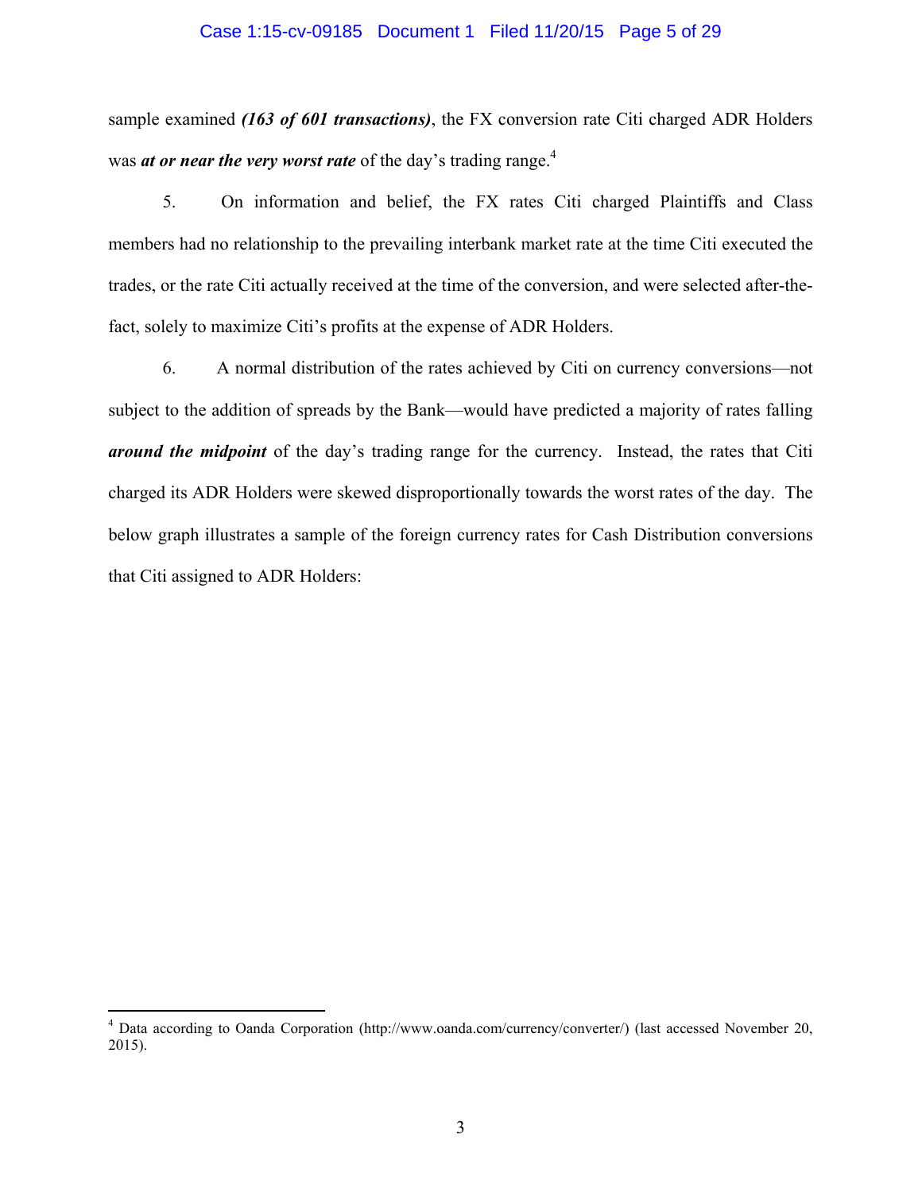sample examined ***(163 of 601 transactions)***, the FX conversion rate Citi charged ADR Holders was ***at or near the very worst rate*** of the day's trading range.[4]

5. On information and belief, the FX rates Citi charged Plaintiffs and Class members had no relationship to the prevailing interbank market rate at the time Citi executed the trades, or the rate Citi actually received at the time of the conversion, and were selected after-the-fact, solely to maximize Citi's profits at the expense of ADR Holders.

6. A normal distribution of the rates achieved by Citi on currency conversions—not subject to the addition of spreads by the Bank—would have predicted a majority of rates falling ***around the midpoint*** of the day's trading range for the currency. Instead, the rates that Citi charged its ADR Holders were skewed disproportionally towards the worst rates of the day. The below graph illustrates a sample of the foreign currency rates for Cash Distribution conversions that Citi assigned to ADR Holders:

---

[4] Data according to Oanda Corporation (http://www.oanda.com/currency/converter/) (last accessed November 20, 2015).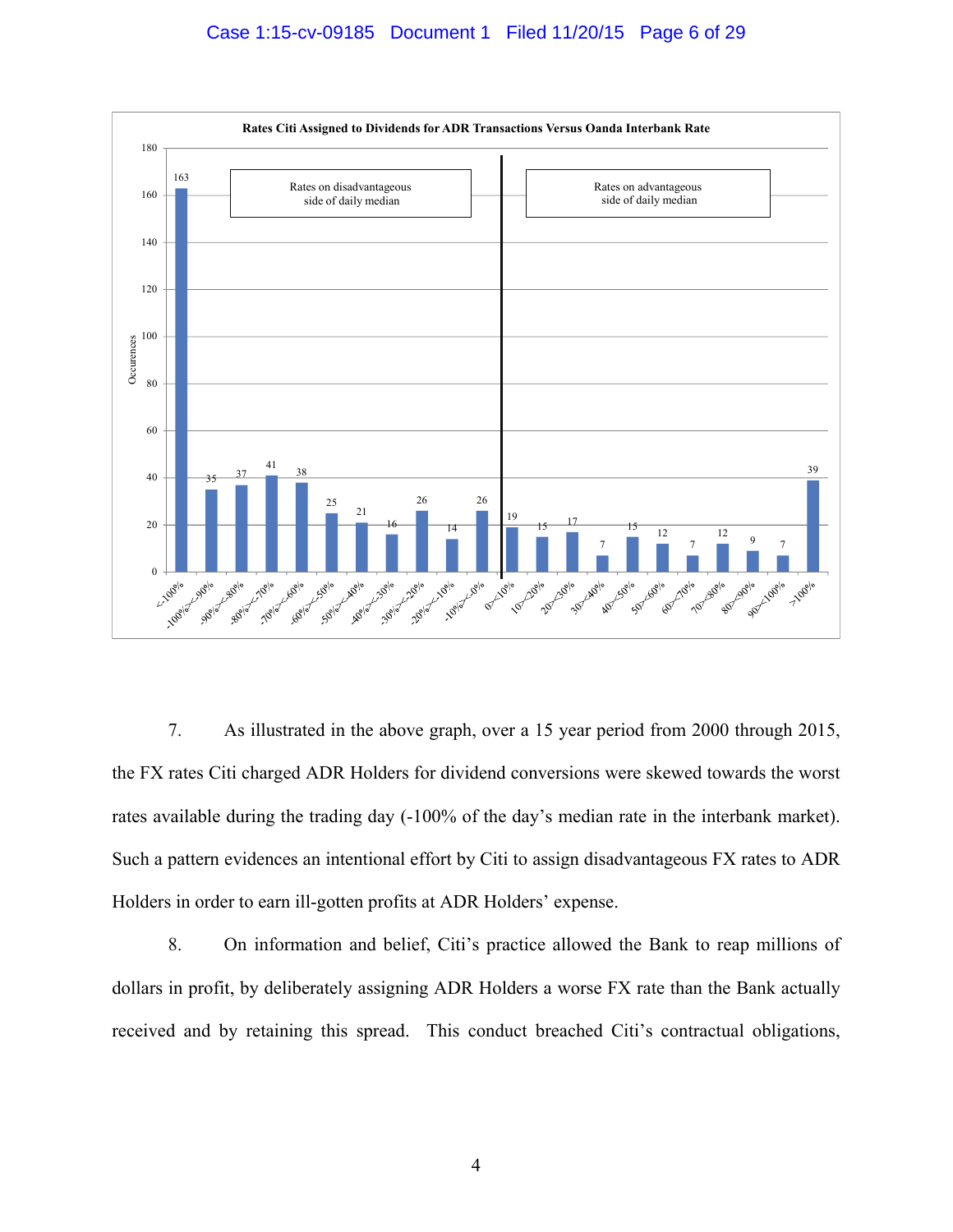**Rates Citi Assigned to Dividends for ADR Transactions Versus Oanda Interbank Rate**

| Range | Occurences |
|---|---|
| **Rates on disadvantageous side of daily median** | |
| <-100% | 163 |
| -100%><-90% | 35 |
| -90%><-80% | 37 |
| -80%><-70% | 41 |
| -70%><-60% | 38 |
| -60%><-50% | 25 |
| -50%><-40% | 21 |
| -40%><-30% | 16 |
| -30%><-20% | 26 |
| -20%><-10% | 14 |
| -10%><0% | 26 |
| **Rates on advantageous side of daily median** | |
| 0><10% | 19 |
| 10><20% | 15 |
| 20><30% | 17 |
| 30><40% | 7 |
| 40><50% | 15 |
| 50><60% | 12 |
| 60><70% | 7 |
| 70><80% | 12 |
| 80><90% | 9 |
| 90><100% | 7 |
| >100% | 39 |

7. As illustrated in the above graph, over a 15 year period from 2000 through 2015, the FX rates Citi charged ADR Holders for dividend conversions were skewed towards the worst rates available during the trading day (-100% of the day's median rate in the interbank market). Such a pattern evidences an intentional effort by Citi to assign disadvantageous FX rates to ADR Holders in order to earn ill-gotten profits at ADR Holders' expense.

8. On information and belief, Citi's practice allowed the Bank to reap millions of dollars in profit, by deliberately assigning ADR Holders a worse FX rate than the Bank actually received and by retaining this spread. This conduct breached Citi's contractual obligations,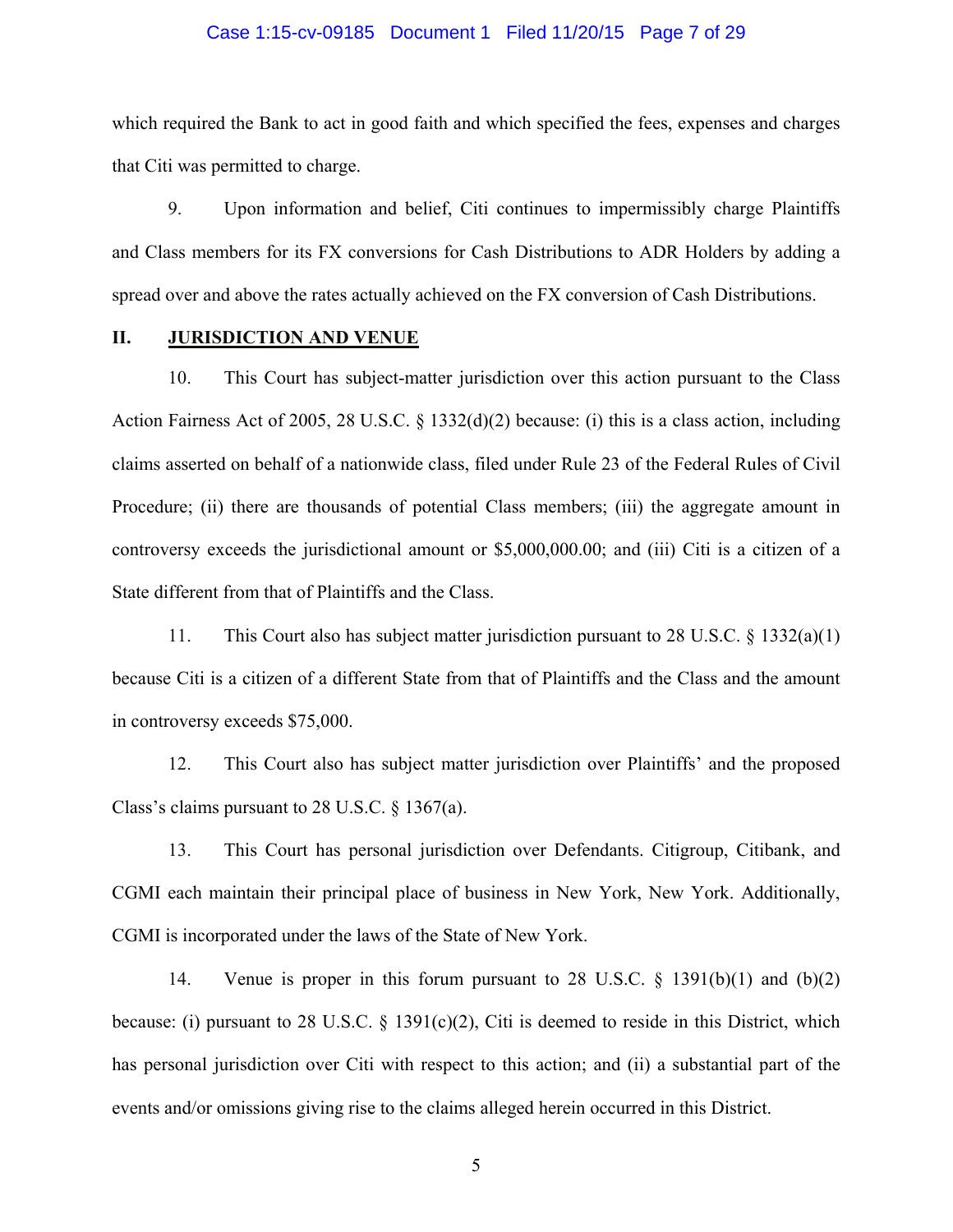which required the Bank to act in good faith and which specified the fees, expenses and charges that Citi was permitted to charge.

9. Upon information and belief, Citi continues to impermissibly charge Plaintiffs and Class members for its FX conversions for Cash Distributions to ADR Holders by adding a spread over and above the rates actually achieved on the FX conversion of Cash Distributions.

## II. JURISDICTION AND VENUE

10. This Court has subject-matter jurisdiction over this action pursuant to the Class Action Fairness Act of 2005, 28 U.S.C. § 1332(d)(2) because: (i) this is a class action, including claims asserted on behalf of a nationwide class, filed under Rule 23 of the Federal Rules of Civil Procedure; (ii) there are thousands of potential Class members; (iii) the aggregate amount in controversy exceeds the jurisdictional amount or $5,000,000.00; and (iii) Citi is a citizen of a State different from that of Plaintiffs and the Class.

11. This Court also has subject matter jurisdiction pursuant to 28 U.S.C. § 1332(a)(1) because Citi is a citizen of a different State from that of Plaintiffs and the Class and the amount in controversy exceeds $75,000.

12. This Court also has subject matter jurisdiction over Plaintiffs' and the proposed Class's claims pursuant to 28 U.S.C. § 1367(a).

13. This Court has personal jurisdiction over Defendants. Citigroup, Citibank, and CGMI each maintain their principal place of business in New York, New York. Additionally, CGMI is incorporated under the laws of the State of New York.

14. Venue is proper in this forum pursuant to 28 U.S.C. § 1391(b)(1) and (b)(2) because: (i) pursuant to 28 U.S.C. § 1391(c)(2), Citi is deemed to reside in this District, which has personal jurisdiction over Citi with respect to this action; and (ii) a substantial part of the events and/or omissions giving rise to the claims alleged herein occurred in this District.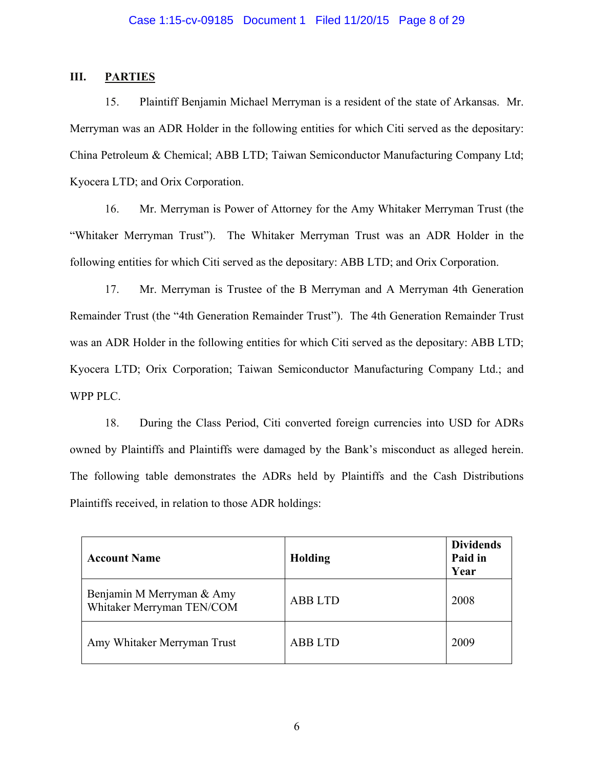## III. PARTIES

15. Plaintiff Benjamin Michael Merryman is a resident of the state of Arkansas. Mr. Merryman was an ADR Holder in the following entities for which Citi served as the depositary: China Petroleum & Chemical; ABB LTD; Taiwan Semiconductor Manufacturing Company Ltd; Kyocera LTD; and Orix Corporation.

16. Mr. Merryman is Power of Attorney for the Amy Whitaker Merryman Trust (the "Whitaker Merryman Trust"). The Whitaker Merryman Trust was an ADR Holder in the following entities for which Citi served as the depositary: ABB LTD; and Orix Corporation.

17. Mr. Merryman is Trustee of the B Merryman and A Merryman 4th Generation Remainder Trust (the "4th Generation Remainder Trust"). The 4th Generation Remainder Trust was an ADR Holder in the following entities for which Citi served as the depositary: ABB LTD; Kyocera LTD; Orix Corporation; Taiwan Semiconductor Manufacturing Company Ltd.; and WPP PLC.

18. During the Class Period, Citi converted foreign currencies into USD for ADRs owned by Plaintiffs and Plaintiffs were damaged by the Bank's misconduct as alleged herein. The following table demonstrates the ADRs held by Plaintiffs and the Cash Distributions Plaintiffs received, in relation to those ADR holdings:

| Account Name | Holding | Dividends Paid in Year |
|---|---|---|
| Benjamin M Merryman & Amy Whitaker Merryman TEN/COM | ABB LTD | 2008 |
| Amy Whitaker Merryman Trust | ABB LTD | 2009 |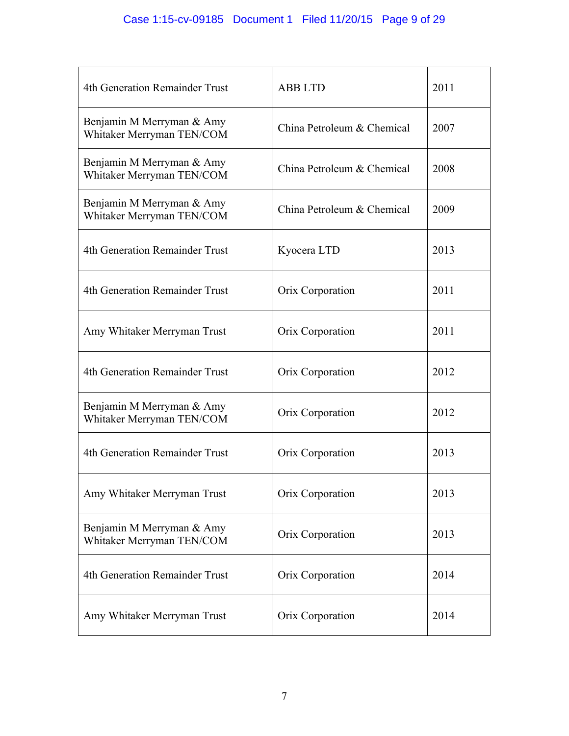| 4th Generation Remainder Trust | ABB LTD | 2011 |
|---|---|---|
| Benjamin M Merryman & Amy Whitaker Merryman TEN/COM | China Petroleum & Chemical | 2007 |
| Benjamin M Merryman & Amy Whitaker Merryman TEN/COM | China Petroleum & Chemical | 2008 |
| Benjamin M Merryman & Amy Whitaker Merryman TEN/COM | China Petroleum & Chemical | 2009 |
| 4th Generation Remainder Trust | Kyocera LTD | 2013 |
| 4th Generation Remainder Trust | Orix Corporation | 2011 |
| Amy Whitaker Merryman Trust | Orix Corporation | 2011 |
| 4th Generation Remainder Trust | Orix Corporation | 2012 |
| Benjamin M Merryman & Amy Whitaker Merryman TEN/COM | Orix Corporation | 2012 |
| 4th Generation Remainder Trust | Orix Corporation | 2013 |
| Amy Whitaker Merryman Trust | Orix Corporation | 2013 |
| Benjamin M Merryman & Amy Whitaker Merryman TEN/COM | Orix Corporation | 2013 |
| 4th Generation Remainder Trust | Orix Corporation | 2014 |
| Amy Whitaker Merryman Trust | Orix Corporation | 2014 |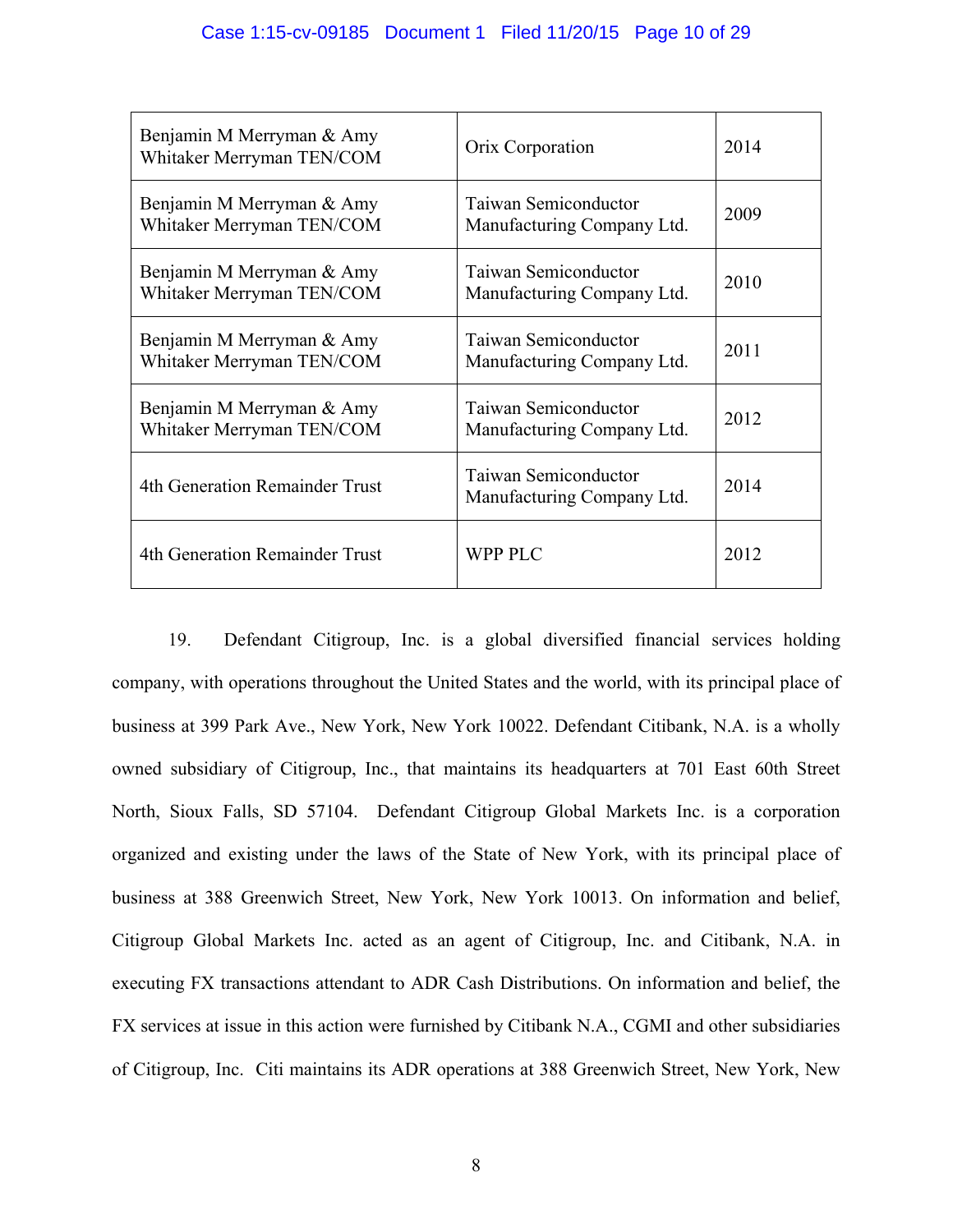| Benjamin M Merryman & Amy Whitaker Merryman TEN/COM | Orix Corporation | 2014 |
|---|---|---|
| Benjamin M Merryman & Amy Whitaker Merryman TEN/COM | Taiwan Semiconductor Manufacturing Company Ltd. | 2009 |
| Benjamin M Merryman & Amy Whitaker Merryman TEN/COM | Taiwan Semiconductor Manufacturing Company Ltd. | 2010 |
| Benjamin M Merryman & Amy Whitaker Merryman TEN/COM | Taiwan Semiconductor Manufacturing Company Ltd. | 2011 |
| Benjamin M Merryman & Amy Whitaker Merryman TEN/COM | Taiwan Semiconductor Manufacturing Company Ltd. | 2012 |
| 4th Generation Remainder Trust | Taiwan Semiconductor Manufacturing Company Ltd. | 2014 |
| 4th Generation Remainder Trust | WPP PLC | 2012 |

19. Defendant Citigroup, Inc. is a global diversified financial services holding company, with operations throughout the United States and the world, with its principal place of business at 399 Park Ave., New York, New York 10022. Defendant Citibank, N.A. is a wholly owned subsidiary of Citigroup, Inc., that maintains its headquarters at 701 East 60th Street North, Sioux Falls, SD 57104. Defendant Citigroup Global Markets Inc. is a corporation organized and existing under the laws of the State of New York, with its principal place of business at 388 Greenwich Street, New York, New York 10013. On information and belief, Citigroup Global Markets Inc. acted as an agent of Citigroup, Inc. and Citibank, N.A. in executing FX transactions attendant to ADR Cash Distributions. On information and belief, the FX services at issue in this action were furnished by Citibank N.A., CGMI and other subsidiaries of Citigroup, Inc. Citi maintains its ADR operations at 388 Greenwich Street, New York, New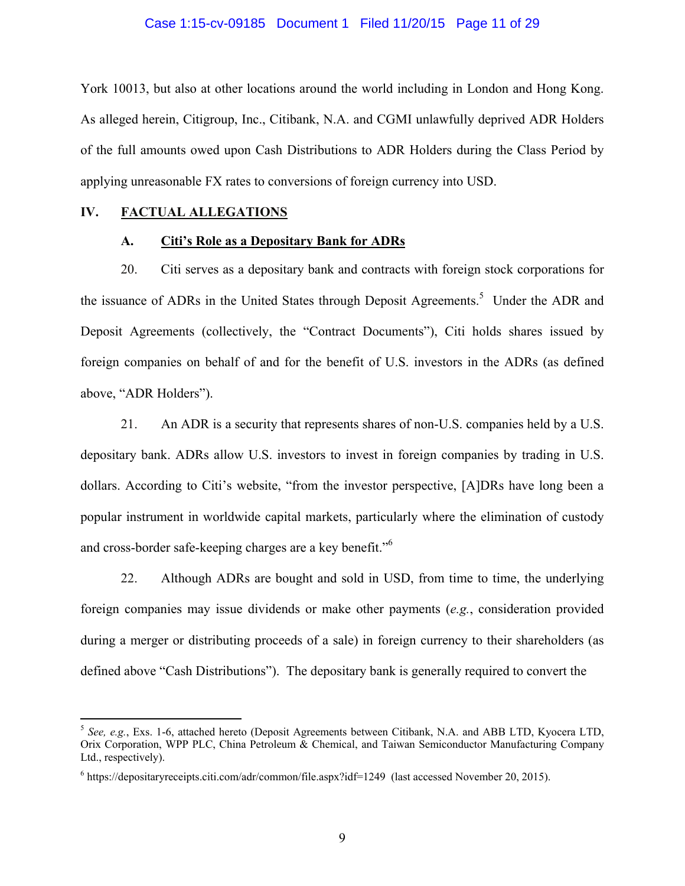York 10013, but also at other locations around the world including in London and Hong Kong. As alleged herein, Citigroup, Inc., Citibank, N.A. and CGMI unlawfully deprived ADR Holders of the full amounts owed upon Cash Distributions to ADR Holders during the Class Period by applying unreasonable FX rates to conversions of foreign currency into USD.

## IV. FACTUAL ALLEGATIONS

### A. Citi's Role as a Depositary Bank for ADRs

20. Citi serves as a depositary bank and contracts with foreign stock corporations for the issuance of ADRs in the United States through Deposit Agreements.[5] Under the ADR and Deposit Agreements (collectively, the "Contract Documents"), Citi holds shares issued by foreign companies on behalf of and for the benefit of U.S. investors in the ADRs (as defined above, "ADR Holders").

21. An ADR is a security that represents shares of non-U.S. companies held by a U.S. depositary bank. ADRs allow U.S. investors to invest in foreign companies by trading in U.S. dollars. According to Citi's website, "from the investor perspective, [A]DRs have long been a popular instrument in worldwide capital markets, particularly where the elimination of custody and cross-border safe-keeping charges are a key benefit."[6]

22. Although ADRs are bought and sold in USD, from time to time, the underlying foreign companies may issue dividends or make other payments (*e.g.*, consideration provided during a merger or distributing proceeds of a sale) in foreign currency to their shareholders (as defined above "Cash Distributions"). The depositary bank is generally required to convert the

---

[5] *See, e.g.*, Exs. 1-6, attached hereto (Deposit Agreements between Citibank, N.A. and ABB LTD, Kyocera LTD, Orix Corporation, WPP PLC, China Petroleum & Chemical, and Taiwan Semiconductor Manufacturing Company Ltd., respectively).

[6] https://depositaryreceipts.citi.com/adr/common/file.aspx?idf=1249 (last accessed November 20, 2015).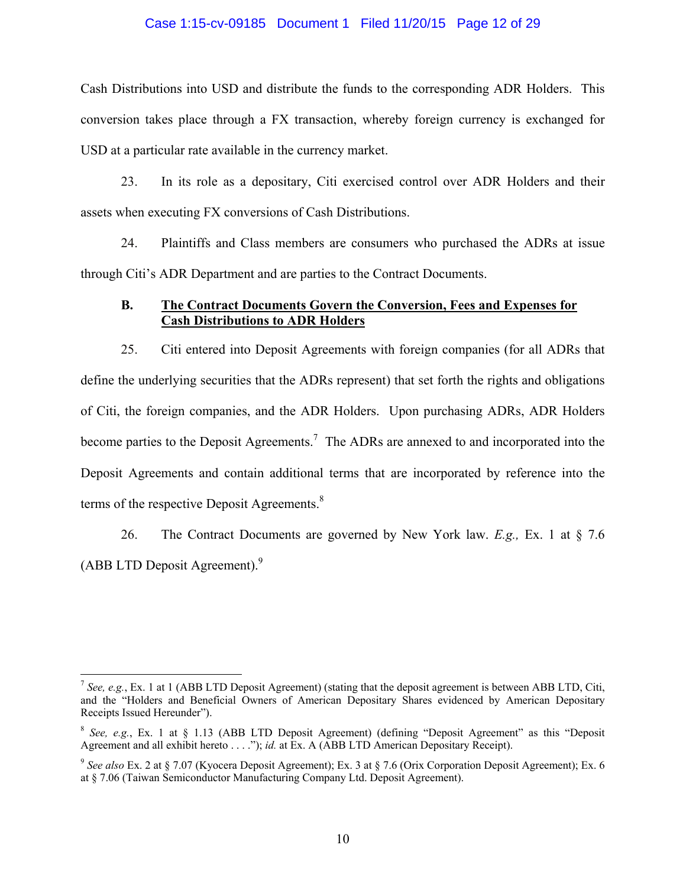Cash Distributions into USD and distribute the funds to the corresponding ADR Holders. This conversion takes place through a FX transaction, whereby foreign currency is exchanged for USD at a particular rate available in the currency market.

23. In its role as a depositary, Citi exercised control over ADR Holders and their assets when executing FX conversions of Cash Distributions.

24. Plaintiffs and Class members are consumers who purchased the ADRs at issue through Citi's ADR Department and are parties to the Contract Documents.

### B. <u>The Contract Documents Govern the Conversion, Fees and Expenses for Cash Distributions to ADR Holders</u>

25. Citi entered into Deposit Agreements with foreign companies (for all ADRs that define the underlying securities that the ADRs represent) that set forth the rights and obligations of Citi, the foreign companies, and the ADR Holders. Upon purchasing ADRs, ADR Holders become parties to the Deposit Agreements.[7] The ADRs are annexed to and incorporated into the Deposit Agreements and contain additional terms that are incorporated by reference into the terms of the respective Deposit Agreements.[8]

26. The Contract Documents are governed by New York law. *E.g.,* Ex. 1 at § 7.6 (ABB LTD Deposit Agreement).[9]

---

[7] *See, e.g.*, Ex. 1 at 1 (ABB LTD Deposit Agreement) (stating that the deposit agreement is between ABB LTD, Citi, and the "Holders and Beneficial Owners of American Depositary Shares evidenced by American Depositary Receipts Issued Hereunder").

[8] *See, e.g.*, Ex. 1 at § 1.13 (ABB LTD Deposit Agreement) (defining "Deposit Agreement" as this "Deposit Agreement and all exhibit hereto . . . ."); *id.* at Ex. A (ABB LTD American Depositary Receipt).

[9] *See also* Ex. 2 at § 7.07 (Kyocera Deposit Agreement); Ex. 3 at § 7.6 (Orix Corporation Deposit Agreement); Ex. 6 at § 7.06 (Taiwan Semiconductor Manufacturing Company Ltd. Deposit Agreement).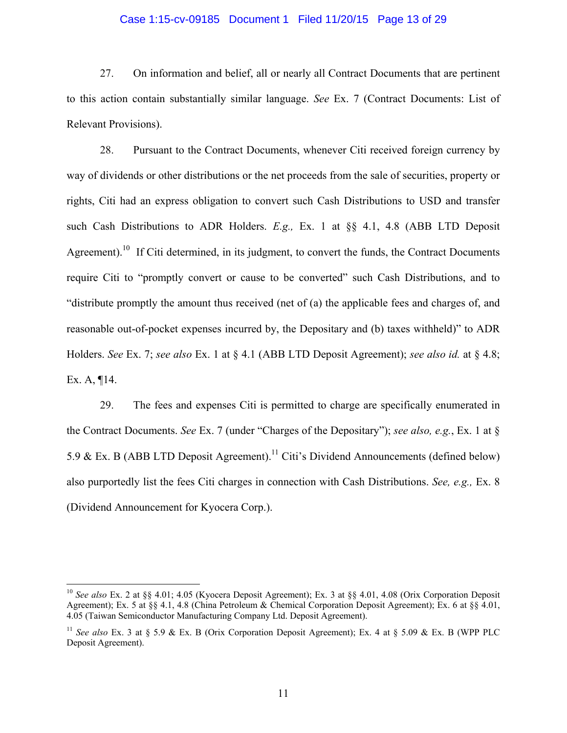27. On information and belief, all or nearly all Contract Documents that are pertinent to this action contain substantially similar language. *See* Ex. 7 (Contract Documents: List of Relevant Provisions).

28. Pursuant to the Contract Documents, whenever Citi received foreign currency by way of dividends or other distributions or the net proceeds from the sale of securities, property or rights, Citi had an express obligation to convert such Cash Distributions to USD and transfer such Cash Distributions to ADR Holders. *E.g.,* Ex. 1 at §§ 4.1, 4.8 (ABB LTD Deposit Agreement).[10] If Citi determined, in its judgment, to convert the funds, the Contract Documents require Citi to "promptly convert or cause to be converted" such Cash Distributions, and to "distribute promptly the amount thus received (net of (a) the applicable fees and charges of, and reasonable out-of-pocket expenses incurred by, the Depositary and (b) taxes withheld)" to ADR Holders. *See* Ex. 7; *see also* Ex. 1 at § 4.1 (ABB LTD Deposit Agreement); *see also id.* at § 4.8; Ex. A, ¶14.

29. The fees and expenses Citi is permitted to charge are specifically enumerated in the Contract Documents. *See* Ex. 7 (under "Charges of the Depositary"); *see also, e.g.*, Ex. 1 at § 5.9 & Ex. B (ABB LTD Deposit Agreement).[11] Citi's Dividend Announcements (defined below) also purportedly list the fees Citi charges in connection with Cash Distributions. *See, e.g.,* Ex. 8 (Dividend Announcement for Kyocera Corp.).

---

[10] *See also* Ex. 2 at §§ 4.01; 4.05 (Kyocera Deposit Agreement); Ex. 3 at §§ 4.01, 4.08 (Orix Corporation Deposit Agreement); Ex. 5 at §§ 4.1, 4.8 (China Petroleum & Chemical Corporation Deposit Agreement); Ex. 6 at §§ 4.01, 4.05 (Taiwan Semiconductor Manufacturing Company Ltd. Deposit Agreement).

[11] *See also* Ex. 3 at § 5.9 & Ex. B (Orix Corporation Deposit Agreement); Ex. 4 at § 5.09 & Ex. B (WPP PLC Deposit Agreement).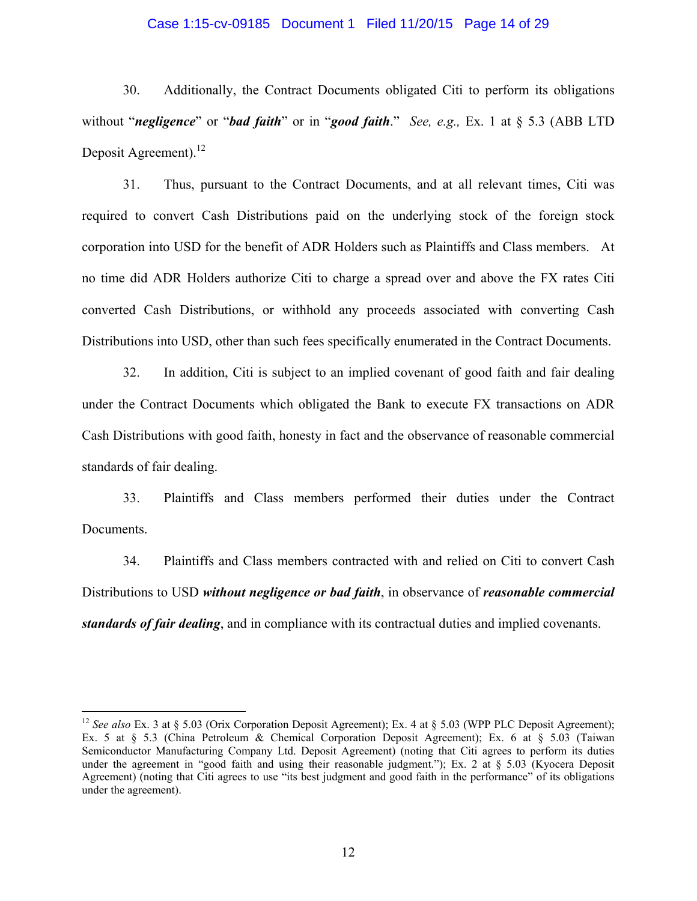30. Additionally, the Contract Documents obligated Citi to perform its obligations without "***negligence***" or "***bad faith***" or in "***good faith***." *See, e.g.,* Ex. 1 at § 5.3 (ABB LTD Deposit Agreement).[12]

31. Thus, pursuant to the Contract Documents, and at all relevant times, Citi was required to convert Cash Distributions paid on the underlying stock of the foreign stock corporation into USD for the benefit of ADR Holders such as Plaintiffs and Class members. At no time did ADR Holders authorize Citi to charge a spread over and above the FX rates Citi converted Cash Distributions, or withhold any proceeds associated with converting Cash Distributions into USD, other than such fees specifically enumerated in the Contract Documents.

32. In addition, Citi is subject to an implied covenant of good faith and fair dealing under the Contract Documents which obligated the Bank to execute FX transactions on ADR Cash Distributions with good faith, honesty in fact and the observance of reasonable commercial standards of fair dealing.

33. Plaintiffs and Class members performed their duties under the Contract Documents.

34. Plaintiffs and Class members contracted with and relied on Citi to convert Cash Distributions to USD ***without negligence or bad faith***, in observance of ***reasonable commercial standards of fair dealing***, and in compliance with its contractual duties and implied covenants.

---

[12] *See also* Ex. 3 at § 5.03 (Orix Corporation Deposit Agreement); Ex. 4 at § 5.03 (WPP PLC Deposit Agreement); Ex. 5 at § 5.3 (China Petroleum & Chemical Corporation Deposit Agreement); Ex. 6 at § 5.03 (Taiwan Semiconductor Manufacturing Company Ltd. Deposit Agreement) (noting that Citi agrees to perform its duties under the agreement in "good faith and using their reasonable judgment."); Ex. 2 at § 5.03 (Kyocera Deposit Agreement) (noting that Citi agrees to use "its best judgment and good faith in the performance" of its obligations under the agreement).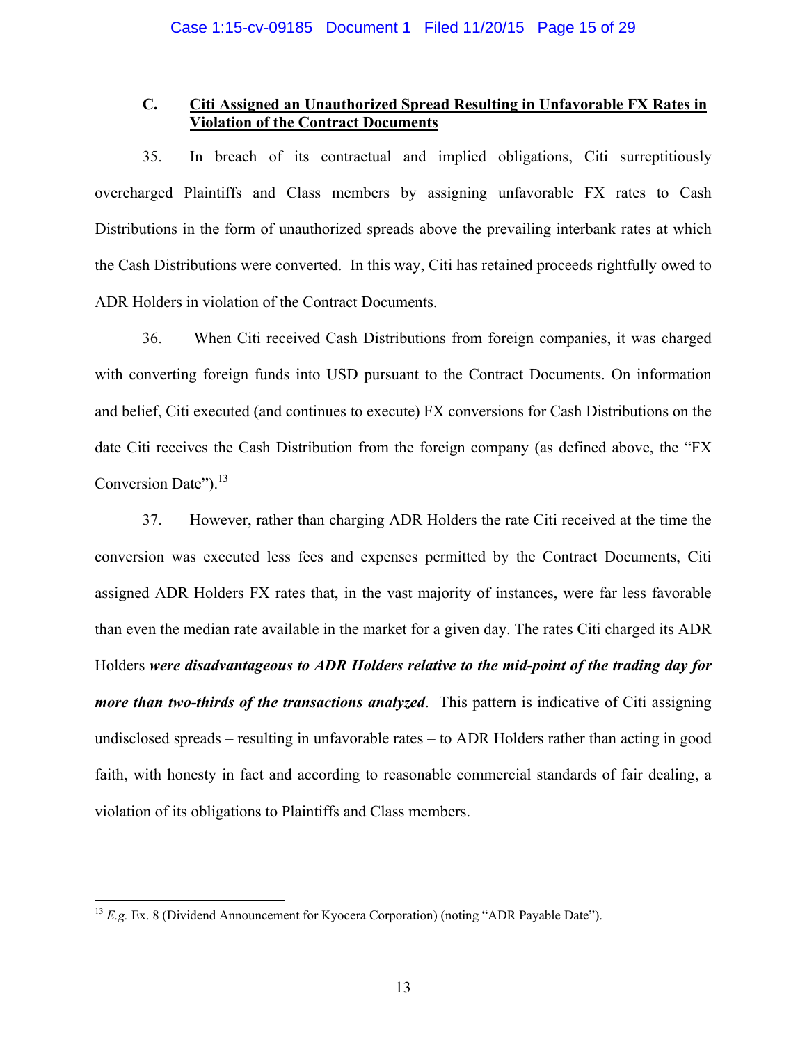### C. <u>Citi Assigned an Unauthorized Spread Resulting in Unfavorable FX Rates in Violation of the Contract Documents</u>

35. In breach of its contractual and implied obligations, Citi surreptitiously overcharged Plaintiffs and Class members by assigning unfavorable FX rates to Cash Distributions in the form of unauthorized spreads above the prevailing interbank rates at which the Cash Distributions were converted. In this way, Citi has retained proceeds rightfully owed to ADR Holders in violation of the Contract Documents.

36. When Citi received Cash Distributions from foreign companies, it was charged with converting foreign funds into USD pursuant to the Contract Documents. On information and belief, Citi executed (and continues to execute) FX conversions for Cash Distributions on the date Citi receives the Cash Distribution from the foreign company (as defined above, the "FX Conversion Date").[13]

37. However, rather than charging ADR Holders the rate Citi received at the time the conversion was executed less fees and expenses permitted by the Contract Documents, Citi assigned ADR Holders FX rates that, in the vast majority of instances, were far less favorable than even the median rate available in the market for a given day. The rates Citi charged its ADR Holders ***were disadvantageous to ADR Holders relative to the mid-point of the trading day for more than two-thirds of the transactions analyzed***. This pattern is indicative of Citi assigning undisclosed spreads – resulting in unfavorable rates – to ADR Holders rather than acting in good faith, with honesty in fact and according to reasonable commercial standards of fair dealing, a violation of its obligations to Plaintiffs and Class members.

---

[13] *E.g.* Ex. 8 (Dividend Announcement for Kyocera Corporation) (noting "ADR Payable Date").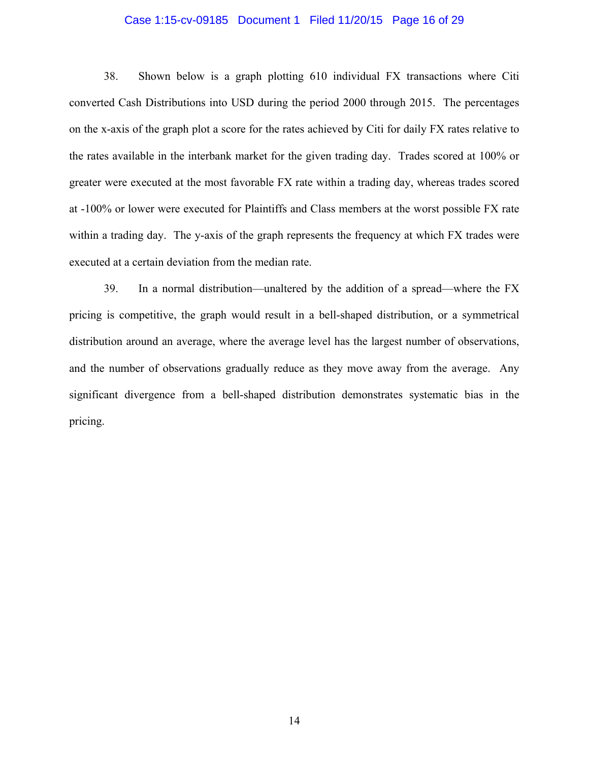38. Shown below is a graph plotting 610 individual FX transactions where Citi converted Cash Distributions into USD during the period 2000 through 2015. The percentages on the x-axis of the graph plot a score for the rates achieved by Citi for daily FX rates relative to the rates available in the interbank market for the given trading day. Trades scored at 100% or greater were executed at the most favorable FX rate within a trading day, whereas trades scored at -100% or lower were executed for Plaintiffs and Class members at the worst possible FX rate within a trading day. The y-axis of the graph represents the frequency at which FX trades were executed at a certain deviation from the median rate.

39. In a normal distribution—unaltered by the addition of a spread—where the FX pricing is competitive, the graph would result in a bell-shaped distribution, or a symmetrical distribution around an average, where the average level has the largest number of observations, and the number of observations gradually reduce as they move away from the average. Any significant divergence from a bell-shaped distribution demonstrates systematic bias in the pricing.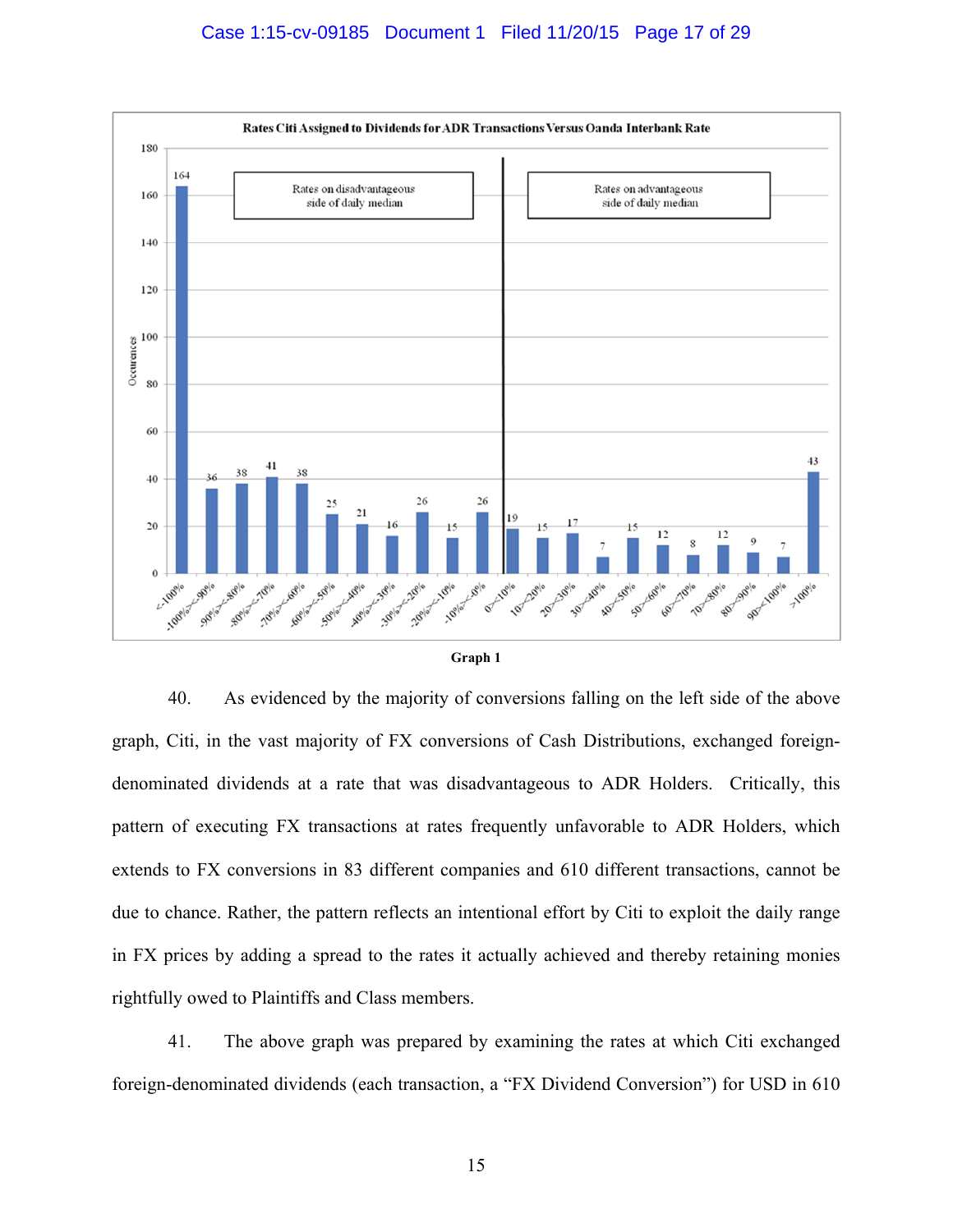**Rates Citi Assigned to Dividends for ADR Transactions Versus Oanda Interbank Rate**

Rates on disadvantageous side of daily median | Rates on advantageous side of daily median

| Range | Occurences |
|---|---|
| <-100% | 164 |
| -100%><-90% | 36 |
| -90%><-80% | 38 |
| -80%><-70% | 41 |
| -70%><-60% | 38 |
| -60%><-50% | 25 |
| -50%><-40% | 21 |
| -40%><-30% | 16 |
| -30%><-20% | 26 |
| -20%><-10% | 15 |
| -10%><0% | 26 |
| 0><10% | 19 |
| 10><20% | 15 |
| 20><30% | 17 |
| 30><40% | 7 |
| 40><50% | 15 |
| 50><60% | 12 |
| 60><70% | 8 |
| 70><80% | 12 |
| 80><90% | 9 |
| 90><100% | 7 |
| >100% | 43 |

**Graph 1**

40. As evidenced by the majority of conversions falling on the left side of the above graph, Citi, in the vast majority of FX conversions of Cash Distributions, exchanged foreign-denominated dividends at a rate that was disadvantageous to ADR Holders. Critically, this pattern of executing FX transactions at rates frequently unfavorable to ADR Holders, which extends to FX conversions in 83 different companies and 610 different transactions, cannot be due to chance. Rather, the pattern reflects an intentional effort by Citi to exploit the daily range in FX prices by adding a spread to the rates it actually achieved and thereby retaining monies rightfully owed to Plaintiffs and Class members.

41. The above graph was prepared by examining the rates at which Citi exchanged foreign-denominated dividends (each transaction, a "FX Dividend Conversion") for USD in 610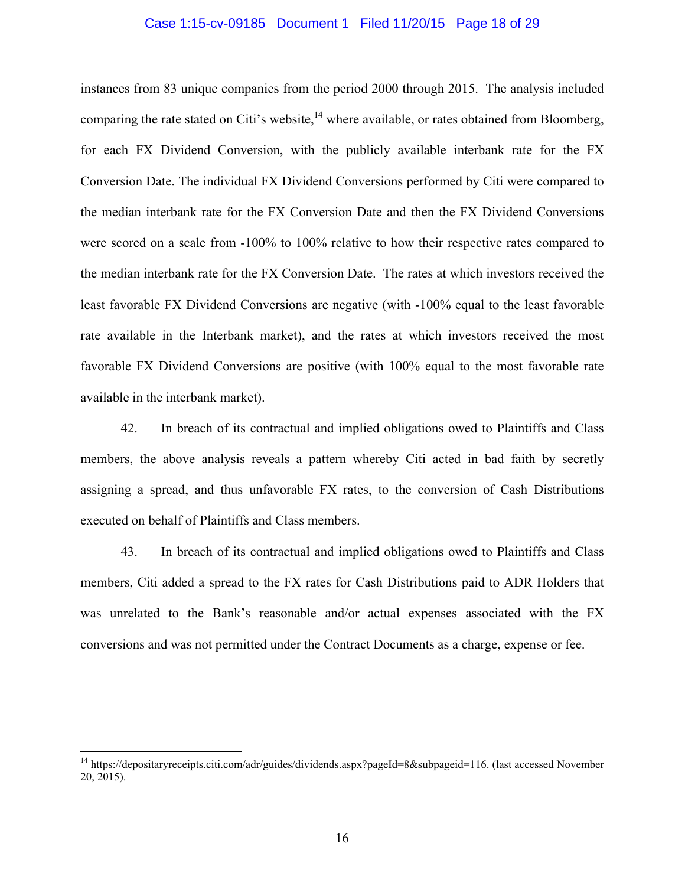instances from 83 unique companies from the period 2000 through 2015. The analysis included comparing the rate stated on Citi's website,[14] where available, or rates obtained from Bloomberg, for each FX Dividend Conversion, with the publicly available interbank rate for the FX Conversion Date. The individual FX Dividend Conversions performed by Citi were compared to the median interbank rate for the FX Conversion Date and then the FX Dividend Conversions were scored on a scale from -100% to 100% relative to how their respective rates compared to the median interbank rate for the FX Conversion Date. The rates at which investors received the least favorable FX Dividend Conversions are negative (with -100% equal to the least favorable rate available in the Interbank market), and the rates at which investors received the most favorable FX Dividend Conversions are positive (with 100% equal to the most favorable rate available in the interbank market).

42. In breach of its contractual and implied obligations owed to Plaintiffs and Class members, the above analysis reveals a pattern whereby Citi acted in bad faith by secretly assigning a spread, and thus unfavorable FX rates, to the conversion of Cash Distributions executed on behalf of Plaintiffs and Class members.

43. In breach of its contractual and implied obligations owed to Plaintiffs and Class members, Citi added a spread to the FX rates for Cash Distributions paid to ADR Holders that was unrelated to the Bank's reasonable and/or actual expenses associated with the FX conversions and was not permitted under the Contract Documents as a charge, expense or fee.

---

[14] https://depositaryreceipts.citi.com/adr/guides/dividends.aspx?pageId=8&subpageid=116. (last accessed November 20, 2015).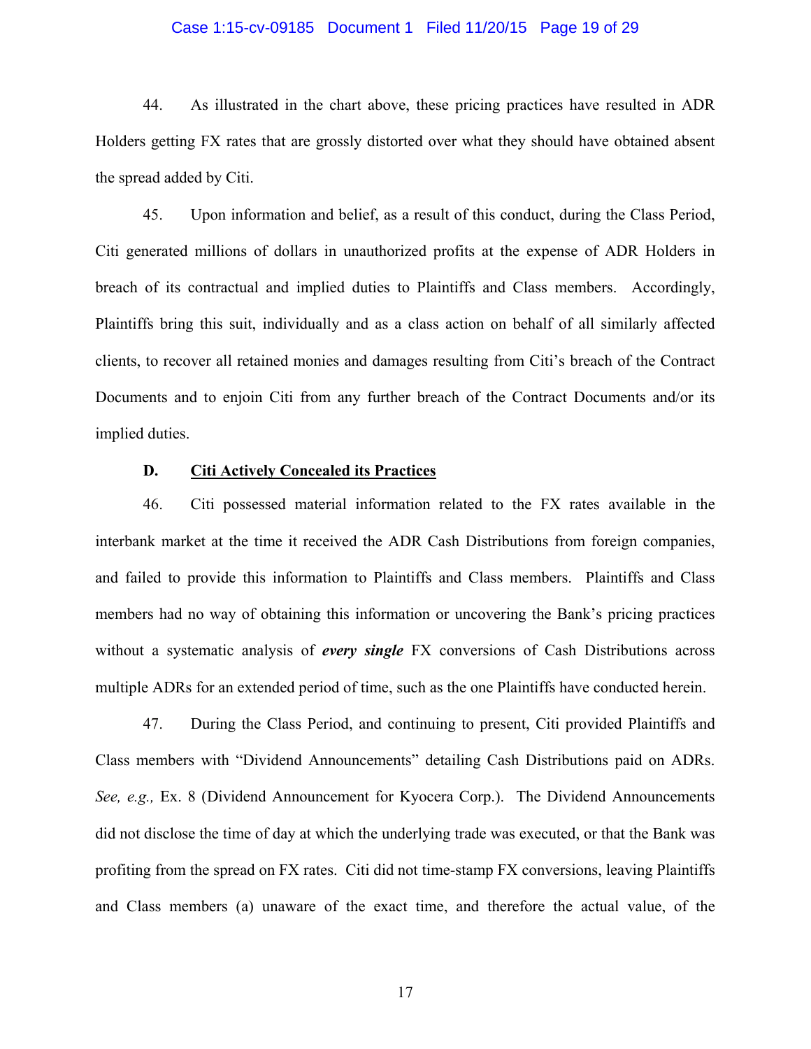44. As illustrated in the chart above, these pricing practices have resulted in ADR Holders getting FX rates that are grossly distorted over what they should have obtained absent the spread added by Citi.

45. Upon information and belief, as a result of this conduct, during the Class Period, Citi generated millions of dollars in unauthorized profits at the expense of ADR Holders in breach of its contractual and implied duties to Plaintiffs and Class members. Accordingly, Plaintiffs bring this suit, individually and as a class action on behalf of all similarly affected clients, to recover all retained monies and damages resulting from Citi's breach of the Contract Documents and to enjoin Citi from any further breach of the Contract Documents and/or its implied duties.

### D. Citi Actively Concealed its Practices

46. Citi possessed material information related to the FX rates available in the interbank market at the time it received the ADR Cash Distributions from foreign companies, and failed to provide this information to Plaintiffs and Class members. Plaintiffs and Class members had no way of obtaining this information or uncovering the Bank's pricing practices without a systematic analysis of ***every single*** FX conversions of Cash Distributions across multiple ADRs for an extended period of time, such as the one Plaintiffs have conducted herein.

47. During the Class Period, and continuing to present, Citi provided Plaintiffs and Class members with "Dividend Announcements" detailing Cash Distributions paid on ADRs. *See, e.g.,* Ex. 8 (Dividend Announcement for Kyocera Corp.). The Dividend Announcements did not disclose the time of day at which the underlying trade was executed, or that the Bank was profiting from the spread on FX rates. Citi did not time-stamp FX conversions, leaving Plaintiffs and Class members (a) unaware of the exact time, and therefore the actual value, of the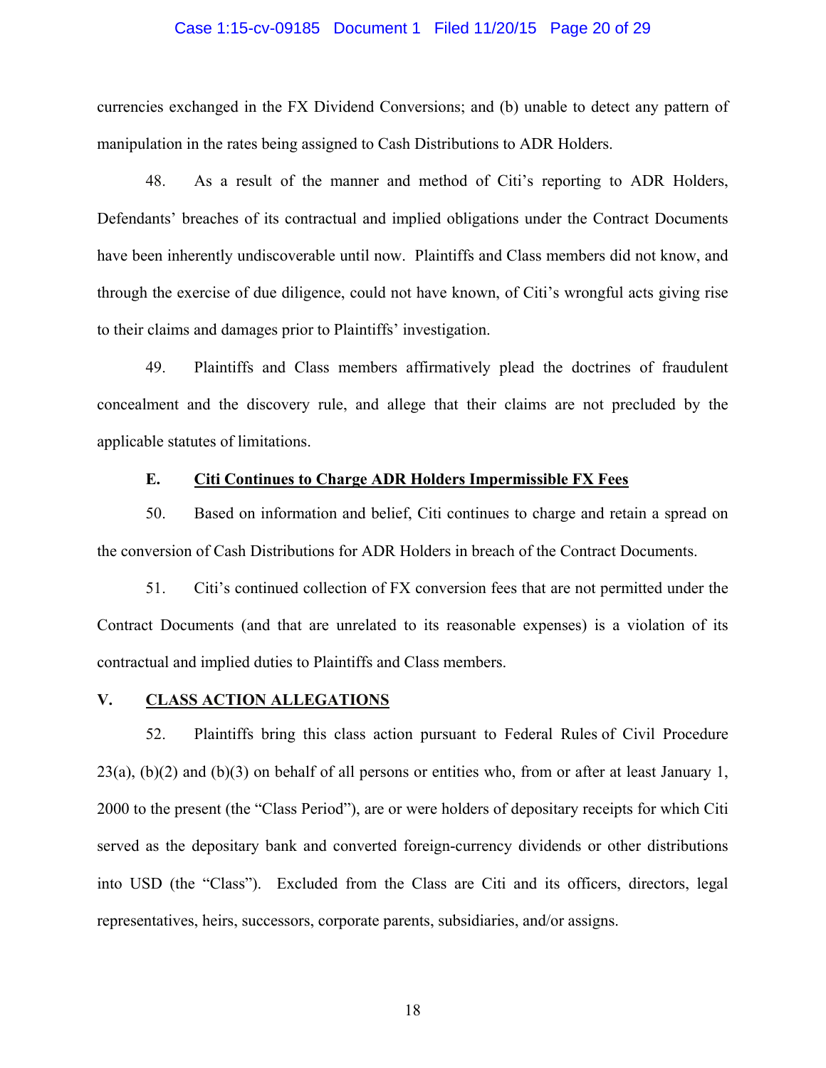currencies exchanged in the FX Dividend Conversions; and (b) unable to detect any pattern of manipulation in the rates being assigned to Cash Distributions to ADR Holders.

48. As a result of the manner and method of Citi's reporting to ADR Holders, Defendants' breaches of its contractual and implied obligations under the Contract Documents have been inherently undiscoverable until now. Plaintiffs and Class members did not know, and through the exercise of due diligence, could not have known, of Citi's wrongful acts giving rise to their claims and damages prior to Plaintiffs' investigation.

49. Plaintiffs and Class members affirmatively plead the doctrines of fraudulent concealment and the discovery rule, and allege that their claims are not precluded by the applicable statutes of limitations.

### E. Citi Continues to Charge ADR Holders Impermissible FX Fees

50. Based on information and belief, Citi continues to charge and retain a spread on the conversion of Cash Distributions for ADR Holders in breach of the Contract Documents.

51. Citi's continued collection of FX conversion fees that are not permitted under the Contract Documents (and that are unrelated to its reasonable expenses) is a violation of its contractual and implied duties to Plaintiffs and Class members.

## V. CLASS ACTION ALLEGATIONS

52. Plaintiffs bring this class action pursuant to Federal Rules of Civil Procedure 23(a), (b)(2) and (b)(3) on behalf of all persons or entities who, from or after at least January 1, 2000 to the present (the "Class Period"), are or were holders of depositary receipts for which Citi served as the depositary bank and converted foreign-currency dividends or other distributions into USD (the "Class"). Excluded from the Class are Citi and its officers, directors, legal representatives, heirs, successors, corporate parents, subsidiaries, and/or assigns.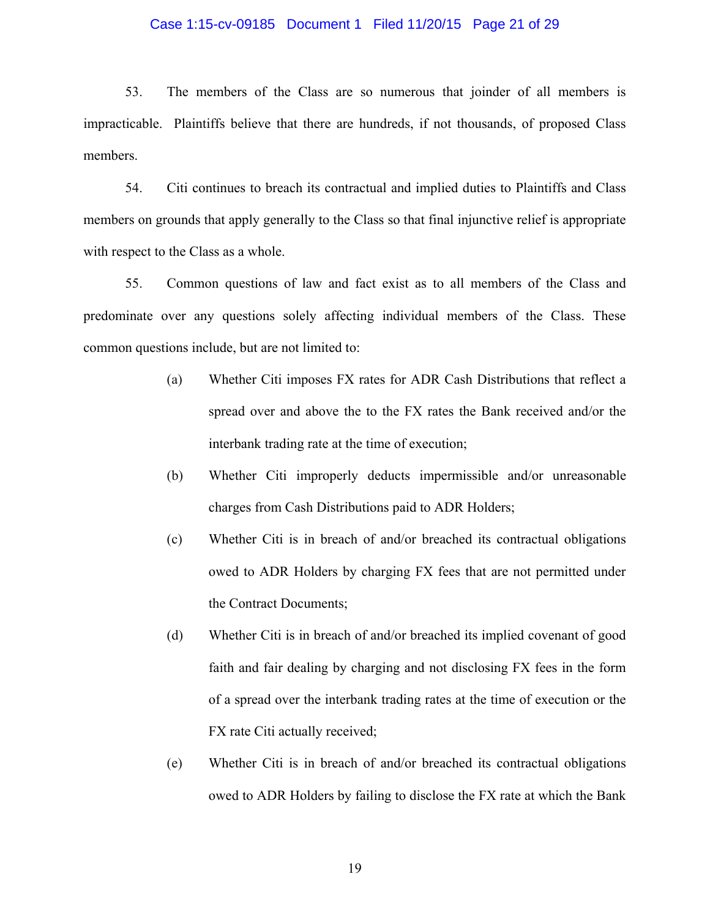53. The members of the Class are so numerous that joinder of all members is impracticable. Plaintiffs believe that there are hundreds, if not thousands, of proposed Class members.

54. Citi continues to breach its contractual and implied duties to Plaintiffs and Class members on grounds that apply generally to the Class so that final injunctive relief is appropriate with respect to the Class as a whole.

55. Common questions of law and fact exist as to all members of the Class and predominate over any questions solely affecting individual members of the Class. These common questions include, but are not limited to:

(a) Whether Citi imposes FX rates for ADR Cash Distributions that reflect a spread over and above the to the FX rates the Bank received and/or the interbank trading rate at the time of execution;

(b) Whether Citi improperly deducts impermissible and/or unreasonable charges from Cash Distributions paid to ADR Holders;

(c) Whether Citi is in breach of and/or breached its contractual obligations owed to ADR Holders by charging FX fees that are not permitted under the Contract Documents;

(d) Whether Citi is in breach of and/or breached its implied covenant of good faith and fair dealing by charging and not disclosing FX fees in the form of a spread over the interbank trading rates at the time of execution or the FX rate Citi actually received;

(e) Whether Citi is in breach of and/or breached its contractual obligations owed to ADR Holders by failing to disclose the FX rate at which the Bank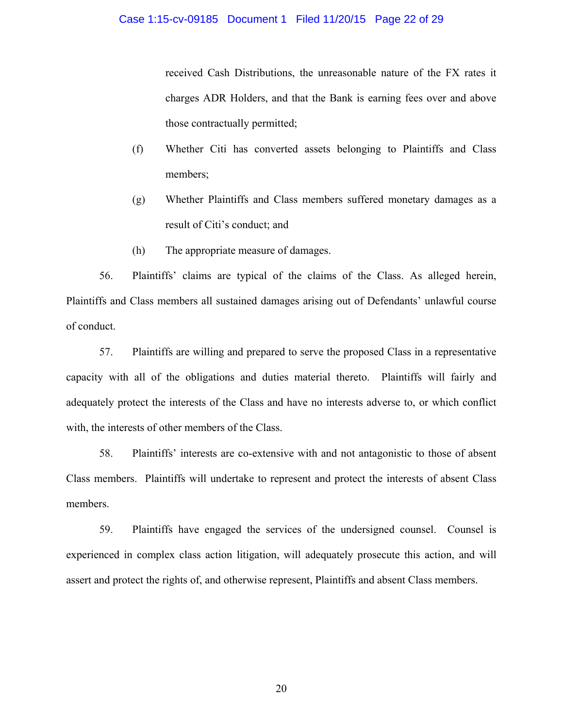received Cash Distributions, the unreasonable nature of the FX rates it charges ADR Holders, and that the Bank is earning fees over and above those contractually permitted;

(f) Whether Citi has converted assets belonging to Plaintiffs and Class members;

(g) Whether Plaintiffs and Class members suffered monetary damages as a result of Citi's conduct; and

(h) The appropriate measure of damages.

56. Plaintiffs' claims are typical of the claims of the Class. As alleged herein, Plaintiffs and Class members all sustained damages arising out of Defendants' unlawful course of conduct.

57. Plaintiffs are willing and prepared to serve the proposed Class in a representative capacity with all of the obligations and duties material thereto. Plaintiffs will fairly and adequately protect the interests of the Class and have no interests adverse to, or which conflict with, the interests of other members of the Class.

58. Plaintiffs' interests are co-extensive with and not antagonistic to those of absent Class members. Plaintiffs will undertake to represent and protect the interests of absent Class members.

59. Plaintiffs have engaged the services of the undersigned counsel. Counsel is experienced in complex class action litigation, will adequately prosecute this action, and will assert and protect the rights of, and otherwise represent, Plaintiffs and absent Class members.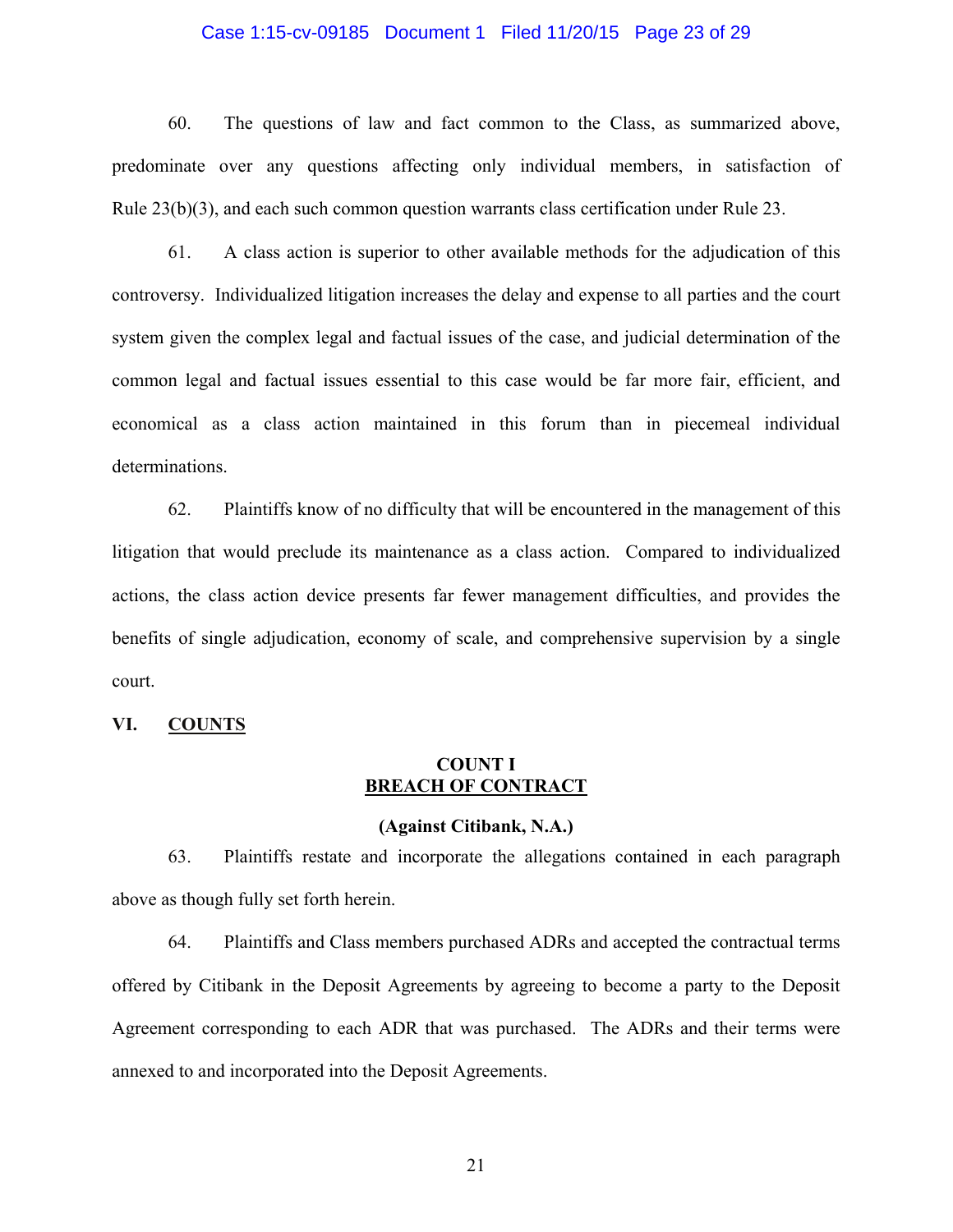60. The questions of law and fact common to the Class, as summarized above, predominate over any questions affecting only individual members, in satisfaction of Rule 23(b)(3), and each such common question warrants class certification under Rule 23.

61. A class action is superior to other available methods for the adjudication of this controversy. Individualized litigation increases the delay and expense to all parties and the court system given the complex legal and factual issues of the case, and judicial determination of the common legal and factual issues essential to this case would be far more fair, efficient, and economical as a class action maintained in this forum than in piecemeal individual determinations.

62. Plaintiffs know of no difficulty that will be encountered in the management of this litigation that would preclude its maintenance as a class action. Compared to individualized actions, the class action device presents far fewer management difficulties, and provides the benefits of single adjudication, economy of scale, and comprehensive supervision by a single court.

## VI. COUNTS

### COUNT I
### BREACH OF CONTRACT

**(Against Citibank, N.A.)**

63. Plaintiffs restate and incorporate the allegations contained in each paragraph above as though fully set forth herein.

64. Plaintiffs and Class members purchased ADRs and accepted the contractual terms offered by Citibank in the Deposit Agreements by agreeing to become a party to the Deposit Agreement corresponding to each ADR that was purchased. The ADRs and their terms were annexed to and incorporated into the Deposit Agreements.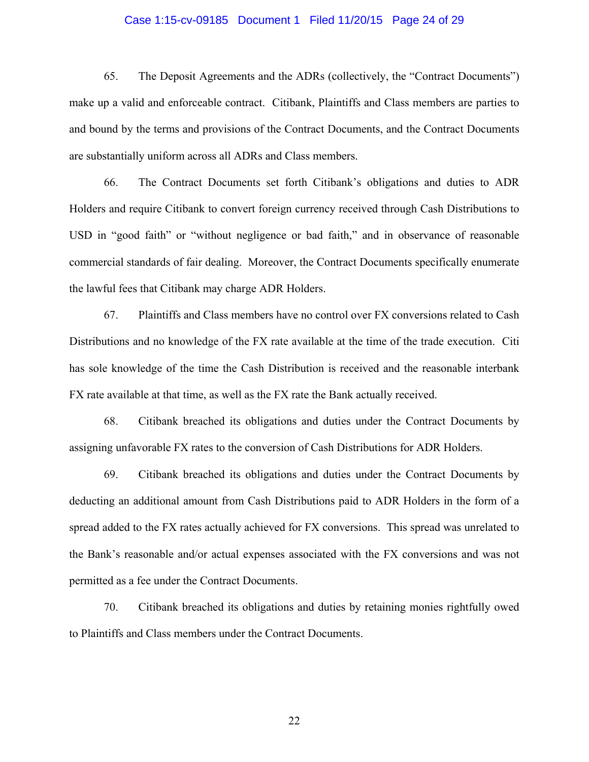65. The Deposit Agreements and the ADRs (collectively, the "Contract Documents") make up a valid and enforceable contract. Citibank, Plaintiffs and Class members are parties to and bound by the terms and provisions of the Contract Documents, and the Contract Documents are substantially uniform across all ADRs and Class members.

66. The Contract Documents set forth Citibank's obligations and duties to ADR Holders and require Citibank to convert foreign currency received through Cash Distributions to USD in "good faith" or "without negligence or bad faith," and in observance of reasonable commercial standards of fair dealing. Moreover, the Contract Documents specifically enumerate the lawful fees that Citibank may charge ADR Holders.

67. Plaintiffs and Class members have no control over FX conversions related to Cash Distributions and no knowledge of the FX rate available at the time of the trade execution. Citi has sole knowledge of the time the Cash Distribution is received and the reasonable interbank FX rate available at that time, as well as the FX rate the Bank actually received.

68. Citibank breached its obligations and duties under the Contract Documents by assigning unfavorable FX rates to the conversion of Cash Distributions for ADR Holders.

69. Citibank breached its obligations and duties under the Contract Documents by deducting an additional amount from Cash Distributions paid to ADR Holders in the form of a spread added to the FX rates actually achieved for FX conversions. This spread was unrelated to the Bank's reasonable and/or actual expenses associated with the FX conversions and was not permitted as a fee under the Contract Documents.

70. Citibank breached its obligations and duties by retaining monies rightfully owed to Plaintiffs and Class members under the Contract Documents.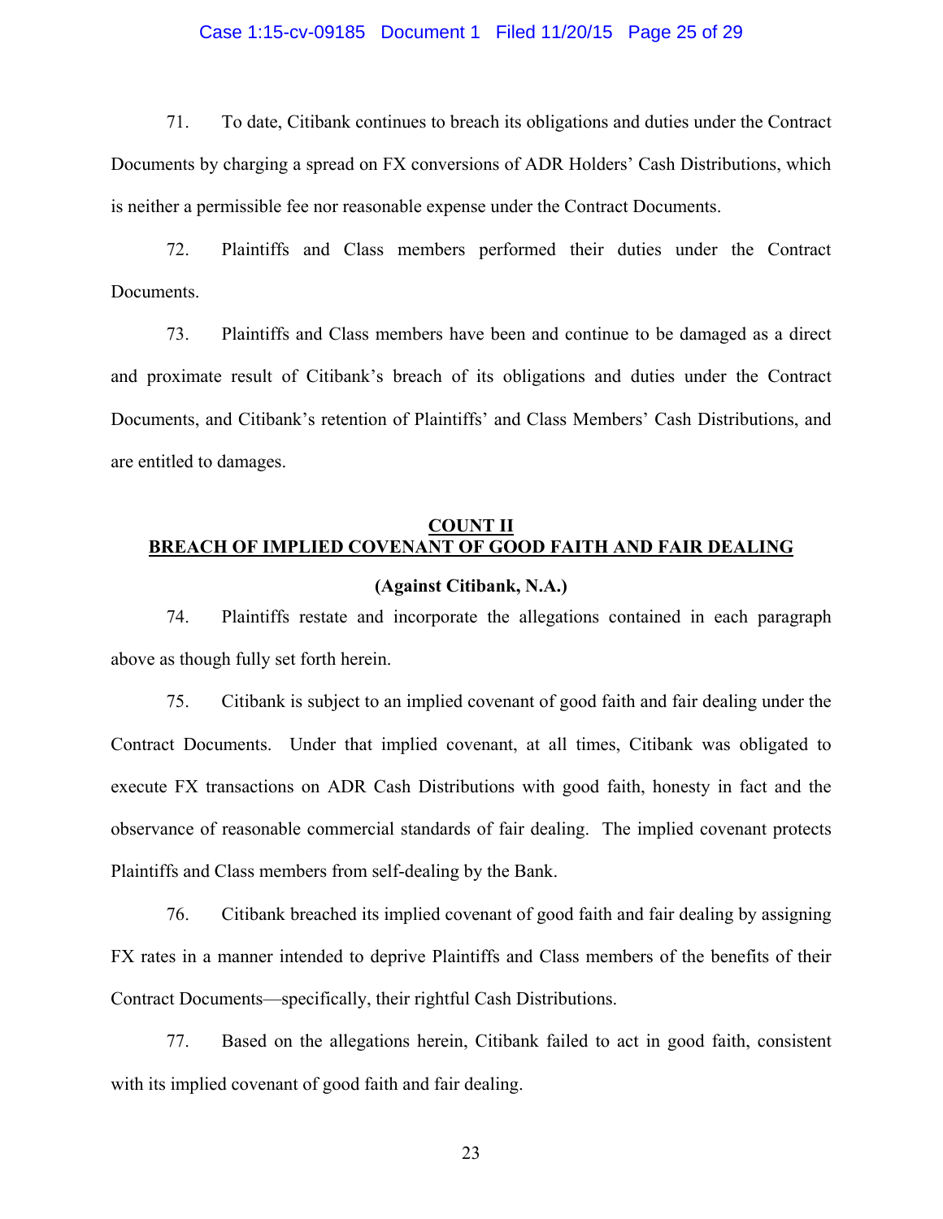71. To date, Citibank continues to breach its obligations and duties under the Contract Documents by charging a spread on FX conversions of ADR Holders' Cash Distributions, which is neither a permissible fee nor reasonable expense under the Contract Documents.

72. Plaintiffs and Class members performed their duties under the Contract Documents.

73. Plaintiffs and Class members have been and continue to be damaged as a direct and proximate result of Citibank's breach of its obligations and duties under the Contract Documents, and Citibank's retention of Plaintiffs' and Class Members' Cash Distributions, and are entitled to damages.

## COUNT II
## BREACH OF IMPLIED COVENANT OF GOOD FAITH AND FAIR DEALING

**(Against Citibank, N.A.)**

74. Plaintiffs restate and incorporate the allegations contained in each paragraph above as though fully set forth herein.

75. Citibank is subject to an implied covenant of good faith and fair dealing under the Contract Documents. Under that implied covenant, at all times, Citibank was obligated to execute FX transactions on ADR Cash Distributions with good faith, honesty in fact and the observance of reasonable commercial standards of fair dealing. The implied covenant protects Plaintiffs and Class members from self-dealing by the Bank.

76. Citibank breached its implied covenant of good faith and fair dealing by assigning FX rates in a manner intended to deprive Plaintiffs and Class members of the benefits of their Contract Documents—specifically, their rightful Cash Distributions.

77. Based on the allegations herein, Citibank failed to act in good faith, consistent with its implied covenant of good faith and fair dealing.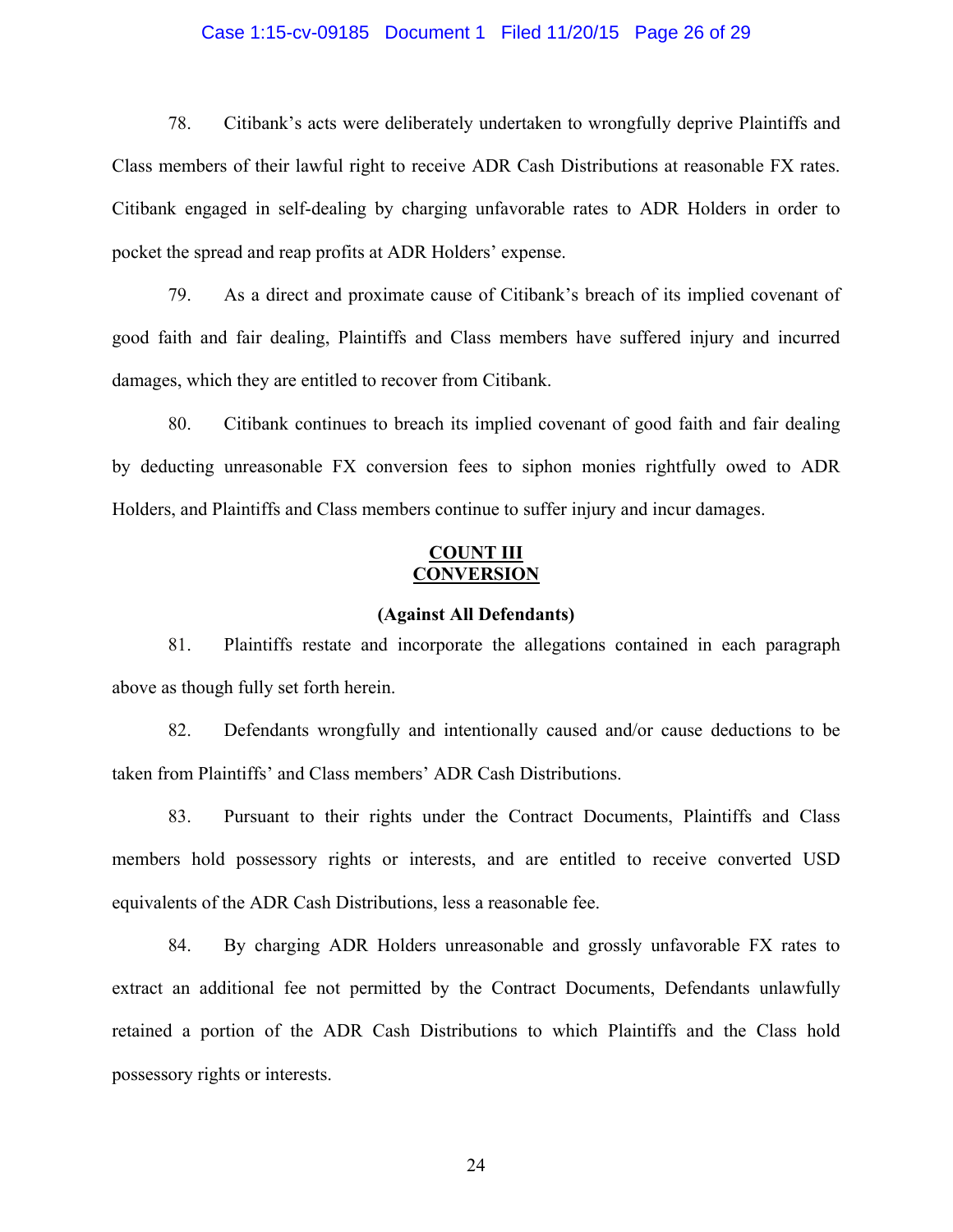78. Citibank's acts were deliberately undertaken to wrongfully deprive Plaintiffs and Class members of their lawful right to receive ADR Cash Distributions at reasonable FX rates. Citibank engaged in self-dealing by charging unfavorable rates to ADR Holders in order to pocket the spread and reap profits at ADR Holders' expense.

79. As a direct and proximate cause of Citibank's breach of its implied covenant of good faith and fair dealing, Plaintiffs and Class members have suffered injury and incurred damages, which they are entitled to recover from Citibank.

80. Citibank continues to breach its implied covenant of good faith and fair dealing by deducting unreasonable FX conversion fees to siphon monies rightfully owed to ADR Holders, and Plaintiffs and Class members continue to suffer injury and incur damages.

## COUNT III
## CONVERSION

**(Against All Defendants)**

81. Plaintiffs restate and incorporate the allegations contained in each paragraph above as though fully set forth herein.

82. Defendants wrongfully and intentionally caused and/or cause deductions to be taken from Plaintiffs' and Class members' ADR Cash Distributions.

83. Pursuant to their rights under the Contract Documents, Plaintiffs and Class members hold possessory rights or interests, and are entitled to receive converted USD equivalents of the ADR Cash Distributions, less a reasonable fee.

84. By charging ADR Holders unreasonable and grossly unfavorable FX rates to extract an additional fee not permitted by the Contract Documents, Defendants unlawfully retained a portion of the ADR Cash Distributions to which Plaintiffs and the Class hold possessory rights or interests.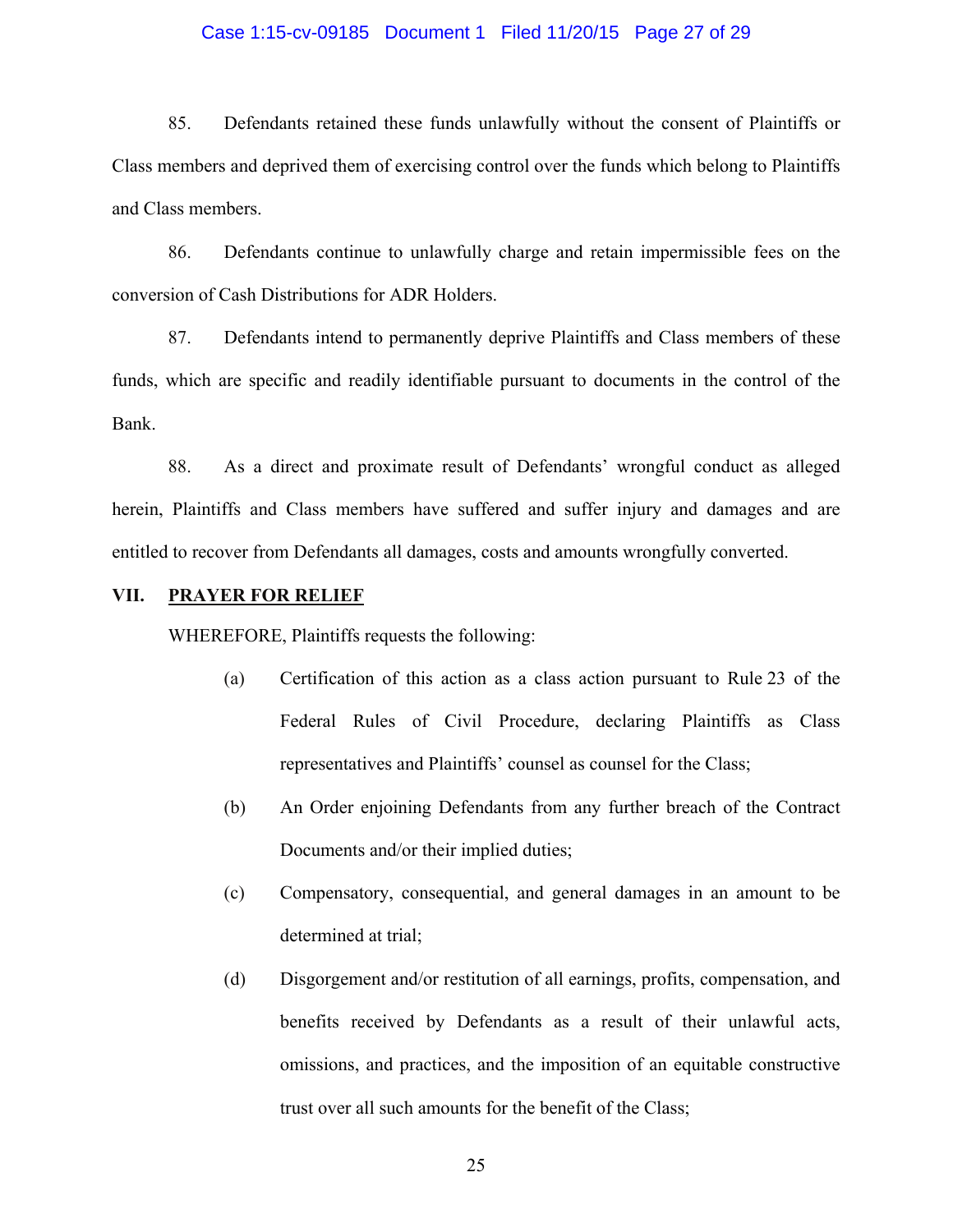85. Defendants retained these funds unlawfully without the consent of Plaintiffs or Class members and deprived them of exercising control over the funds which belong to Plaintiffs and Class members.

86. Defendants continue to unlawfully charge and retain impermissible fees on the conversion of Cash Distributions for ADR Holders.

87. Defendants intend to permanently deprive Plaintiffs and Class members of these funds, which are specific and readily identifiable pursuant to documents in the control of the Bank.

88. As a direct and proximate result of Defendants' wrongful conduct as alleged herein, Plaintiffs and Class members have suffered and suffer injury and damages and are entitled to recover from Defendants all damages, costs and amounts wrongfully converted.

## VII. PRAYER FOR RELIEF

WHEREFORE, Plaintiffs requests the following:

(a) Certification of this action as a class action pursuant to Rule 23 of the Federal Rules of Civil Procedure, declaring Plaintiffs as Class representatives and Plaintiffs' counsel as counsel for the Class;

(b) An Order enjoining Defendants from any further breach of the Contract Documents and/or their implied duties;

(c) Compensatory, consequential, and general damages in an amount to be determined at trial;

(d) Disgorgement and/or restitution of all earnings, profits, compensation, and benefits received by Defendants as a result of their unlawful acts, omissions, and practices, and the imposition of an equitable constructive trust over all such amounts for the benefit of the Class;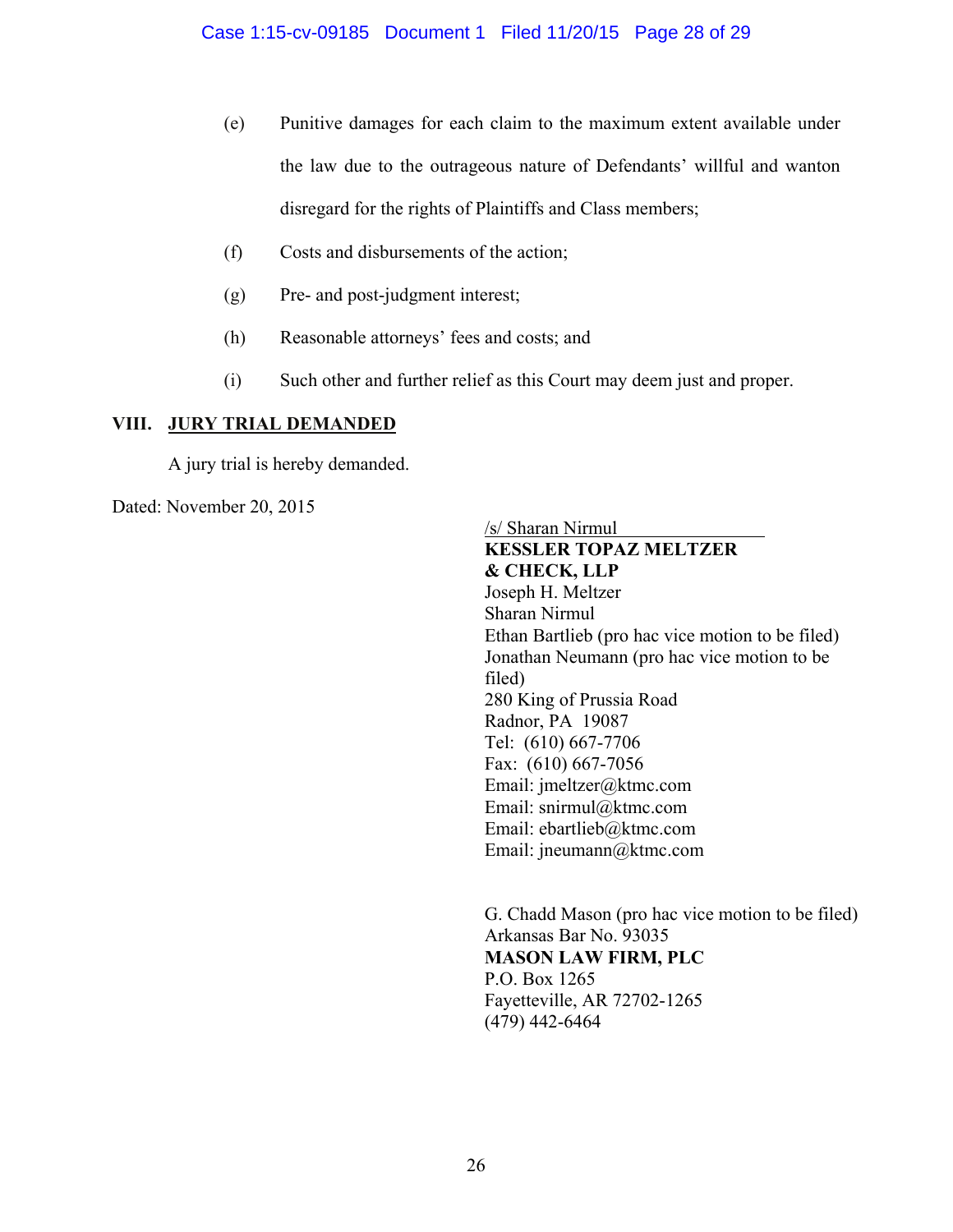(e) Punitive damages for each claim to the maximum extent available under the law due to the outrageous nature of Defendants' willful and wanton disregard for the rights of Plaintiffs and Class members;

(f) Costs and disbursements of the action;

(g) Pre- and post-judgment interest;

(h) Reasonable attorneys' fees and costs; and

(i) Such other and further relief as this Court may deem just and proper.

## VIII. JURY TRIAL DEMANDED

A jury trial is hereby demanded.

Dated: November 20, 2015

/s/ Sharan Nirmul
**KESSLER TOPAZ MELTZER & CHECK, LLP**
Joseph H. Meltzer
Sharan Nirmul
Ethan Bartlieb (pro hac vice motion to be filed)
Jonathan Neumann (pro hac vice motion to be filed)
280 King of Prussia Road
Radnor, PA 19087
Tel: (610) 667-7706
Fax: (610) 667-7056
Email: jmeltzer@ktmc.com
Email: snirmul@ktmc.com
Email: ebartlieb@ktmc.com
Email: jneumann@ktmc.com

G. Chadd Mason (pro hac vice motion to be filed)
Arkansas Bar No. 93035
**MASON LAW FIRM, PLC**
P.O. Box 1265
Fayetteville, AR 72702-1265
(479) 442-6464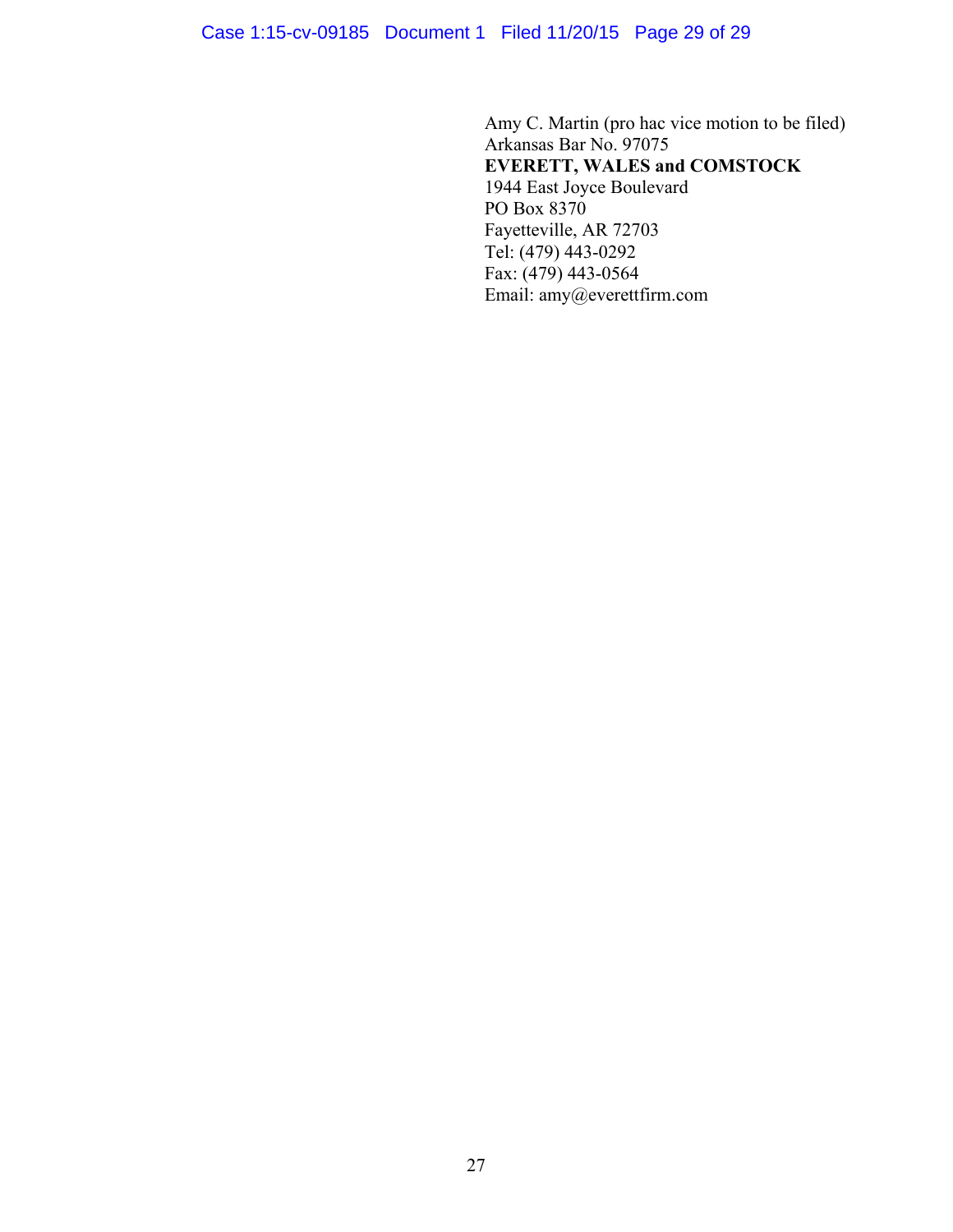Amy C. Martin (pro hac vice motion to be filed)
Arkansas Bar No. 97075
**EVERETT, WALES and COMSTOCK**
1944 East Joyce Boulevard
PO Box 8370
Fayetteville, AR 72703
Tel: (479) 443-0292
Fax: (479) 443-0564
Email: amy@everettfirm.com